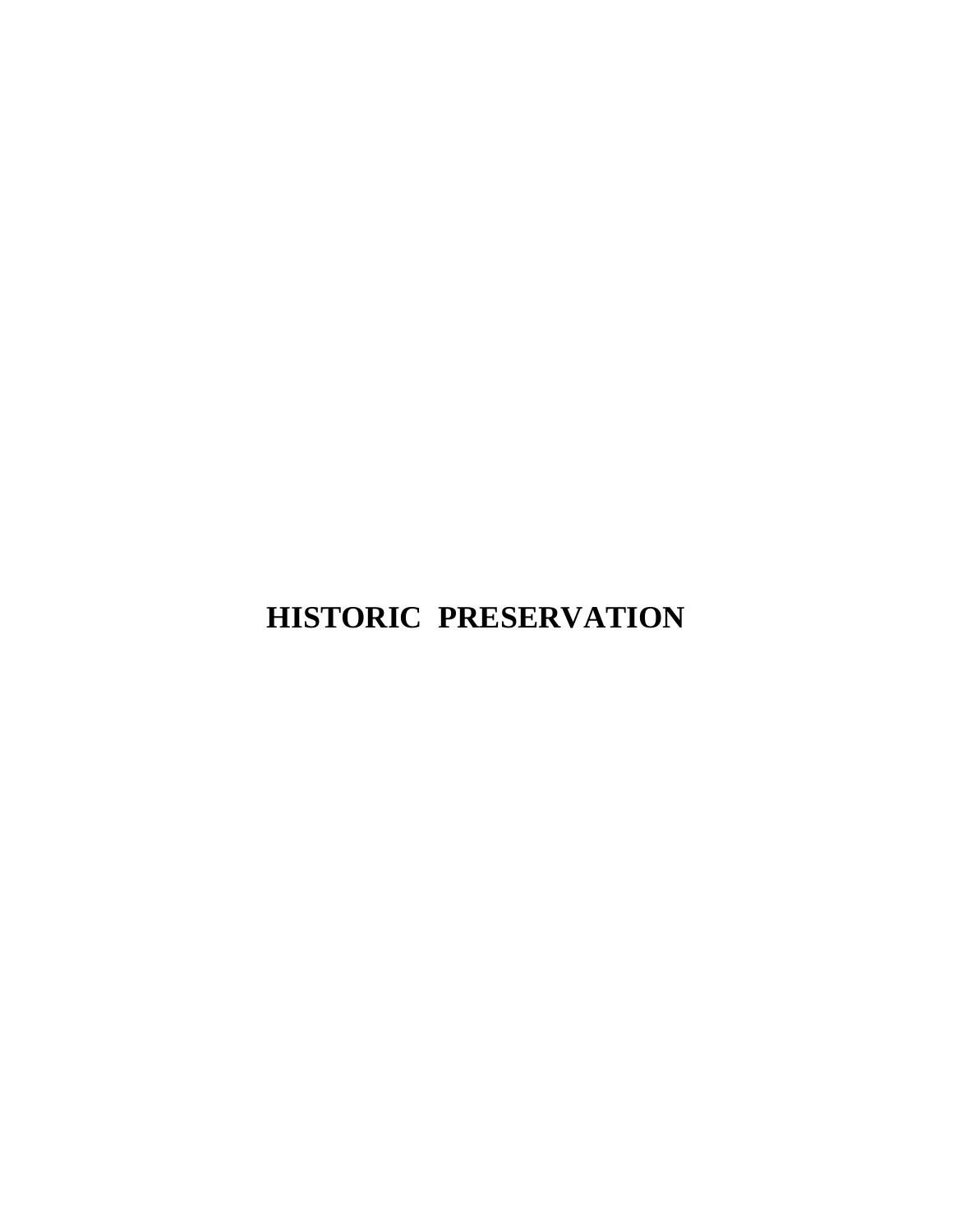# HISTORIC PRESERVATION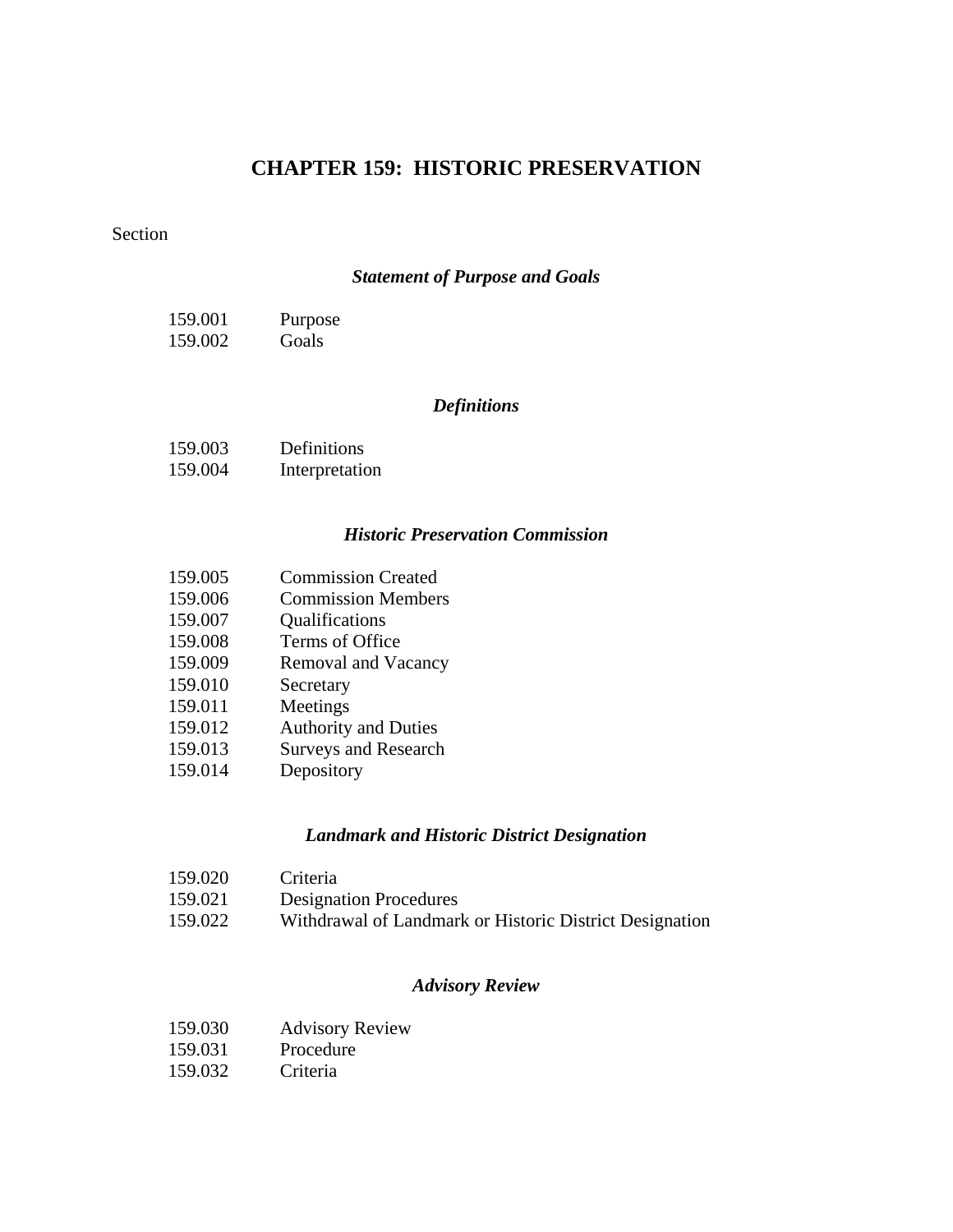# CHAPTER 159: HISTORIC PRESERVATION

Section

***Statement of Purpose and Goals***

159.001 Purpose
159.002 Goals

***Definitions***

159.003 Definitions
159.004 Interpretation

***Historic Preservation Commission***

159.005 Commission Created
159.006 Commission Members
159.007 Qualifications
159.008 Terms of Office
159.009 Removal and Vacancy
159.010 Secretary
159.011 Meetings
159.012 Authority and Duties
159.013 Surveys and Research
159.014 Depository

***Landmark and Historic District Designation***

159.020 Criteria
159.021 Designation Procedures
159.022 Withdrawal of Landmark or Historic District Designation

***Advisory Review***

159.030 Advisory Review
159.031 Procedure
159.032 Criteria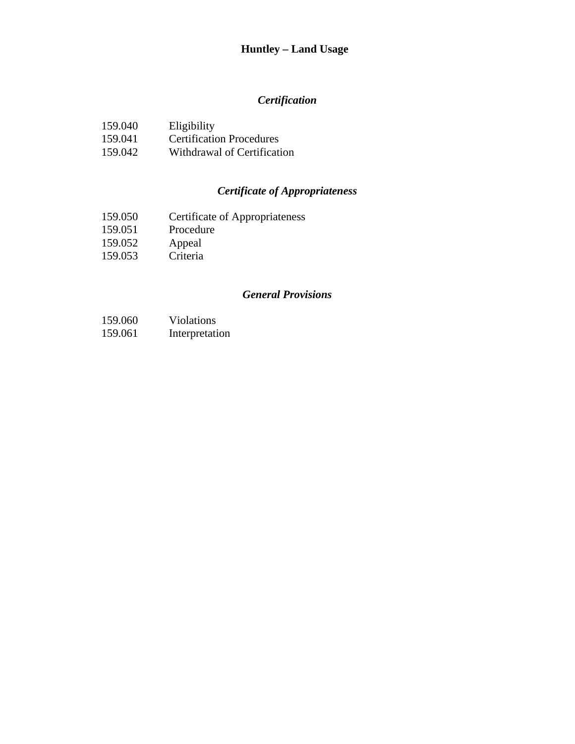**Huntley – Land Usage**

***Certification***

159.040 Eligibility
159.041 Certification Procedures
159.042 Withdrawal of Certification

***Certificate of Appropriateness***

159.050 Certificate of Appropriateness
159.051 Procedure
159.052 Appeal
159.053 Criteria

***General Provisions***

159.060 Violations
159.061 Interpretation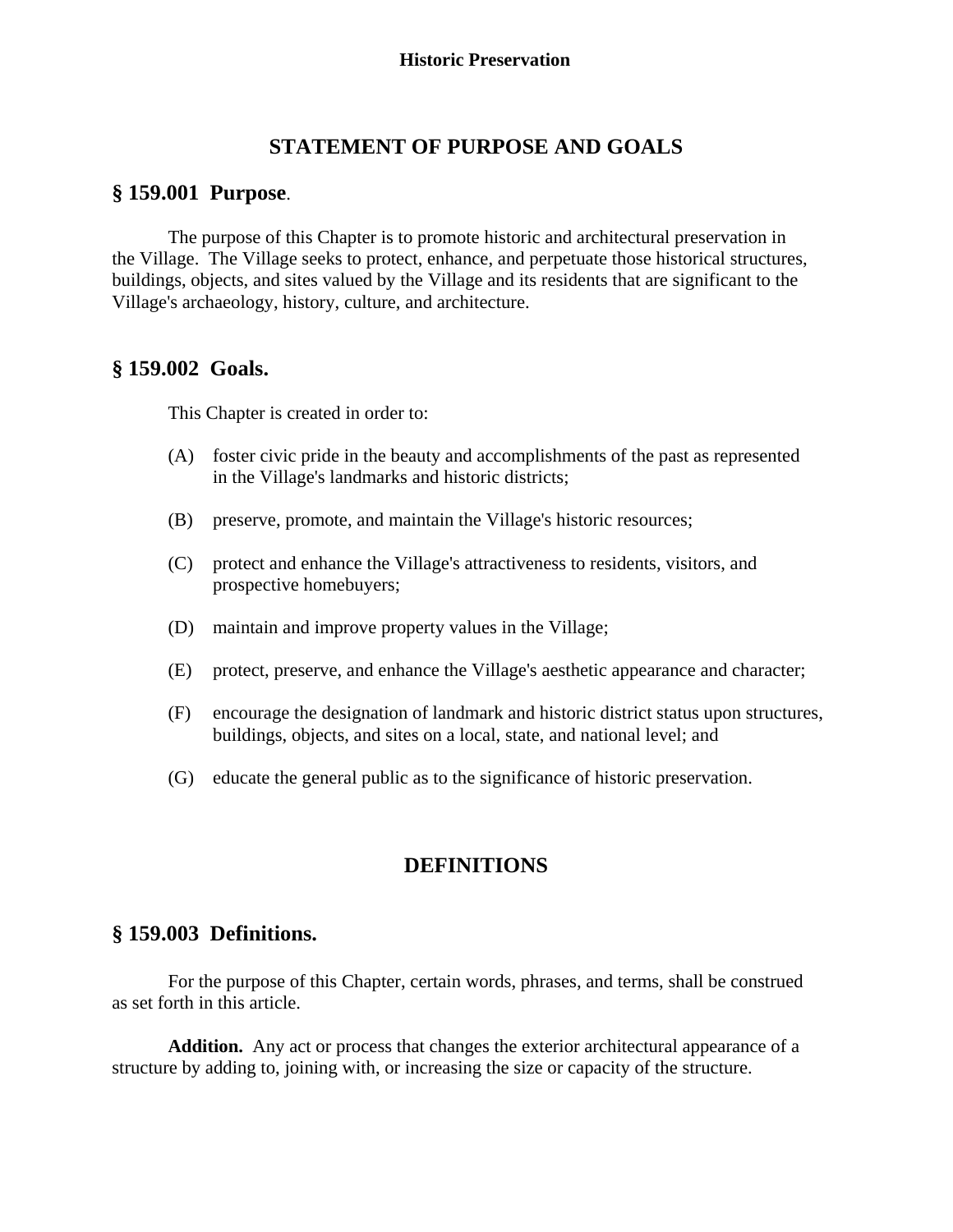## STATEMENT OF PURPOSE AND GOALS

### § 159.001 Purpose.

The purpose of this Chapter is to promote historic and architectural preservation in the Village. The Village seeks to protect, enhance, and perpetuate those historical structures, buildings, objects, and sites valued by the Village and its residents that are significant to the Village's archaeology, history, culture, and architecture.

### § 159.002 Goals.

This Chapter is created in order to:

(A) foster civic pride in the beauty and accomplishments of the past as represented in the Village's landmarks and historic districts;

(B) preserve, promote, and maintain the Village's historic resources;

(C) protect and enhance the Village's attractiveness to residents, visitors, and prospective homebuyers;

(D) maintain and improve property values in the Village;

(E) protect, preserve, and enhance the Village's aesthetic appearance and character;

(F) encourage the designation of landmark and historic district status upon structures, buildings, objects, and sites on a local, state, and national level; and

(G) educate the general public as to the significance of historic preservation.

## DEFINITIONS

### § 159.003 Definitions.

For the purpose of this Chapter, certain words, phrases, and terms, shall be construed as set forth in this article.

**Addition.** Any act or process that changes the exterior architectural appearance of a structure by adding to, joining with, or increasing the size or capacity of the structure.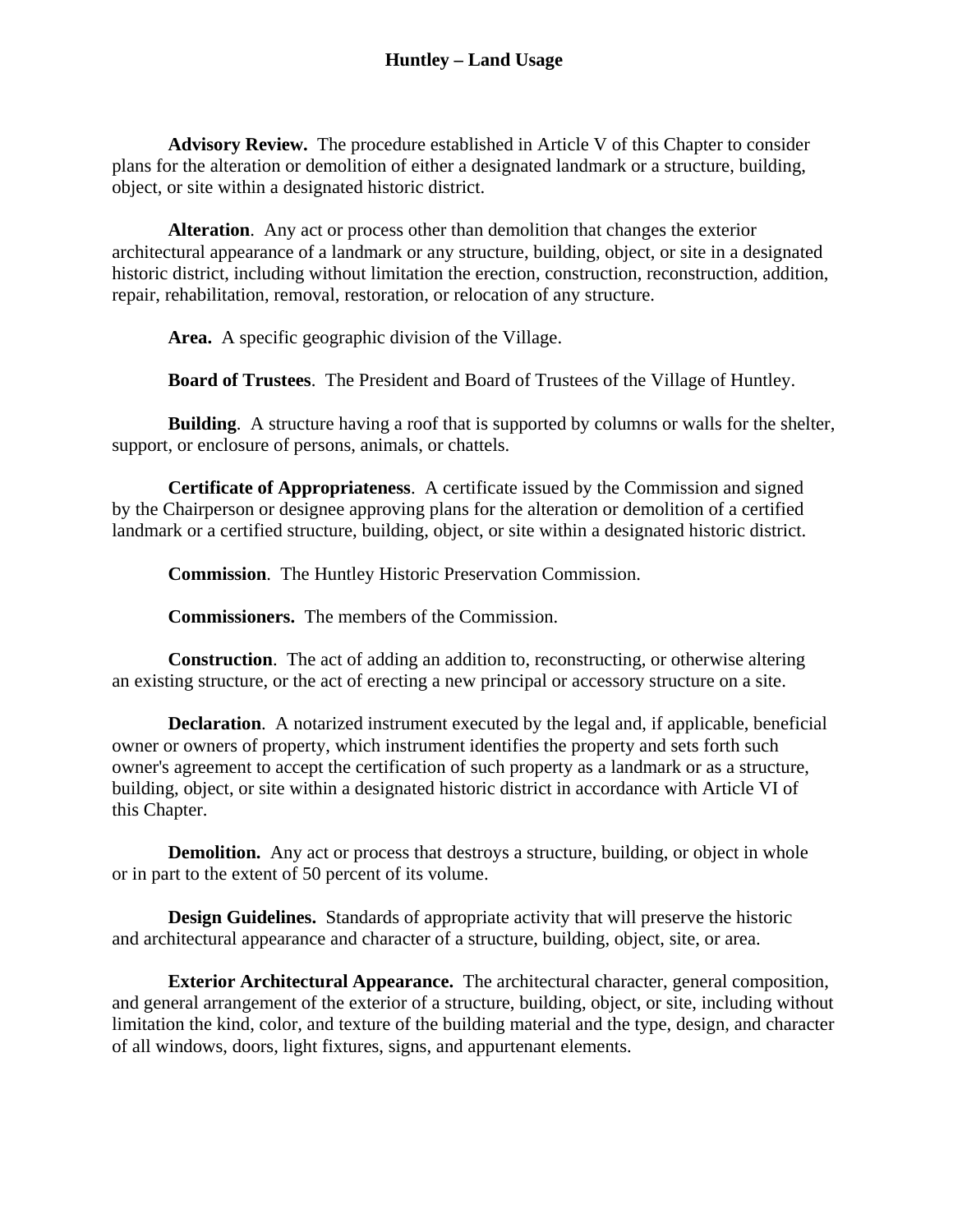**Advisory Review.** The procedure established in Article V of this Chapter to consider plans for the alteration or demolition of either a designated landmark or a structure, building, object, or site within a designated historic district.

**Alteration**. Any act or process other than demolition that changes the exterior architectural appearance of a landmark or any structure, building, object, or site in a designated historic district, including without limitation the erection, construction, reconstruction, addition, repair, rehabilitation, removal, restoration, or relocation of any structure.

**Area.** A specific geographic division of the Village.

**Board of Trustees**. The President and Board of Trustees of the Village of Huntley.

**Building**. A structure having a roof that is supported by columns or walls for the shelter, support, or enclosure of persons, animals, or chattels.

**Certificate of Appropriateness**. A certificate issued by the Commission and signed by the Chairperson or designee approving plans for the alteration or demolition of a certified landmark or a certified structure, building, object, or site within a designated historic district.

**Commission**. The Huntley Historic Preservation Commission.

**Commissioners.** The members of the Commission.

**Construction**. The act of adding an addition to, reconstructing, or otherwise altering an existing structure, or the act of erecting a new principal or accessory structure on a site.

**Declaration**. A notarized instrument executed by the legal and, if applicable, beneficial owner or owners of property, which instrument identifies the property and sets forth such owner's agreement to accept the certification of such property as a landmark or as a structure, building, object, or site within a designated historic district in accordance with Article VI of this Chapter.

**Demolition.** Any act or process that destroys a structure, building, or object in whole or in part to the extent of 50 percent of its volume.

**Design Guidelines.** Standards of appropriate activity that will preserve the historic and architectural appearance and character of a structure, building, object, site, or area.

**Exterior Architectural Appearance.** The architectural character, general composition, and general arrangement of the exterior of a structure, building, object, or site, including without limitation the kind, color, and texture of the building material and the type, design, and character of all windows, doors, light fixtures, signs, and appurtenant elements.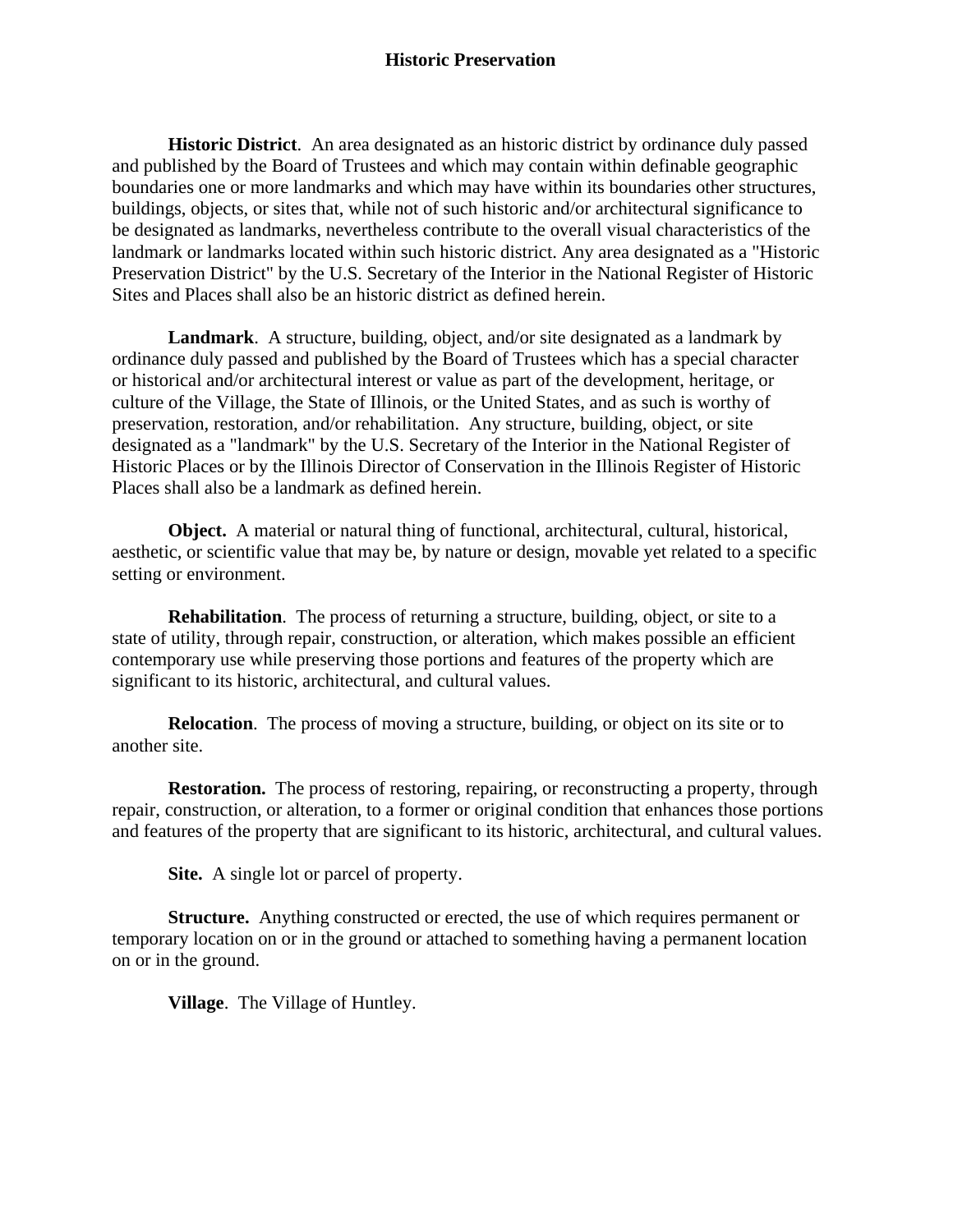**Historic District**. An area designated as an historic district by ordinance duly passed and published by the Board of Trustees and which may contain within definable geographic boundaries one or more landmarks and which may have within its boundaries other structures, buildings, objects, or sites that, while not of such historic and/or architectural significance to be designated as landmarks, nevertheless contribute to the overall visual characteristics of the landmark or landmarks located within such historic district. Any area designated as a "Historic Preservation District" by the U.S. Secretary of the Interior in the National Register of Historic Sites and Places shall also be an historic district as defined herein.

**Landmark**. A structure, building, object, and/or site designated as a landmark by ordinance duly passed and published by the Board of Trustees which has a special character or historical and/or architectural interest or value as part of the development, heritage, or culture of the Village, the State of Illinois, or the United States, and as such is worthy of preservation, restoration, and/or rehabilitation. Any structure, building, object, or site designated as a "landmark" by the U.S. Secretary of the Interior in the National Register of Historic Places or by the Illinois Director of Conservation in the Illinois Register of Historic Places shall also be a landmark as defined herein.

**Object.** A material or natural thing of functional, architectural, cultural, historical, aesthetic, or scientific value that may be, by nature or design, movable yet related to a specific setting or environment.

**Rehabilitation**. The process of returning a structure, building, object, or site to a state of utility, through repair, construction, or alteration, which makes possible an efficient contemporary use while preserving those portions and features of the property which are significant to its historic, architectural, and cultural values.

**Relocation**. The process of moving a structure, building, or object on its site or to another site.

**Restoration.** The process of restoring, repairing, or reconstructing a property, through repair, construction, or alteration, to a former or original condition that enhances those portions and features of the property that are significant to its historic, architectural, and cultural values.

**Site.** A single lot or parcel of property.

**Structure.** Anything constructed or erected, the use of which requires permanent or temporary location on or in the ground or attached to something having a permanent location on or in the ground.

**Village**. The Village of Huntley.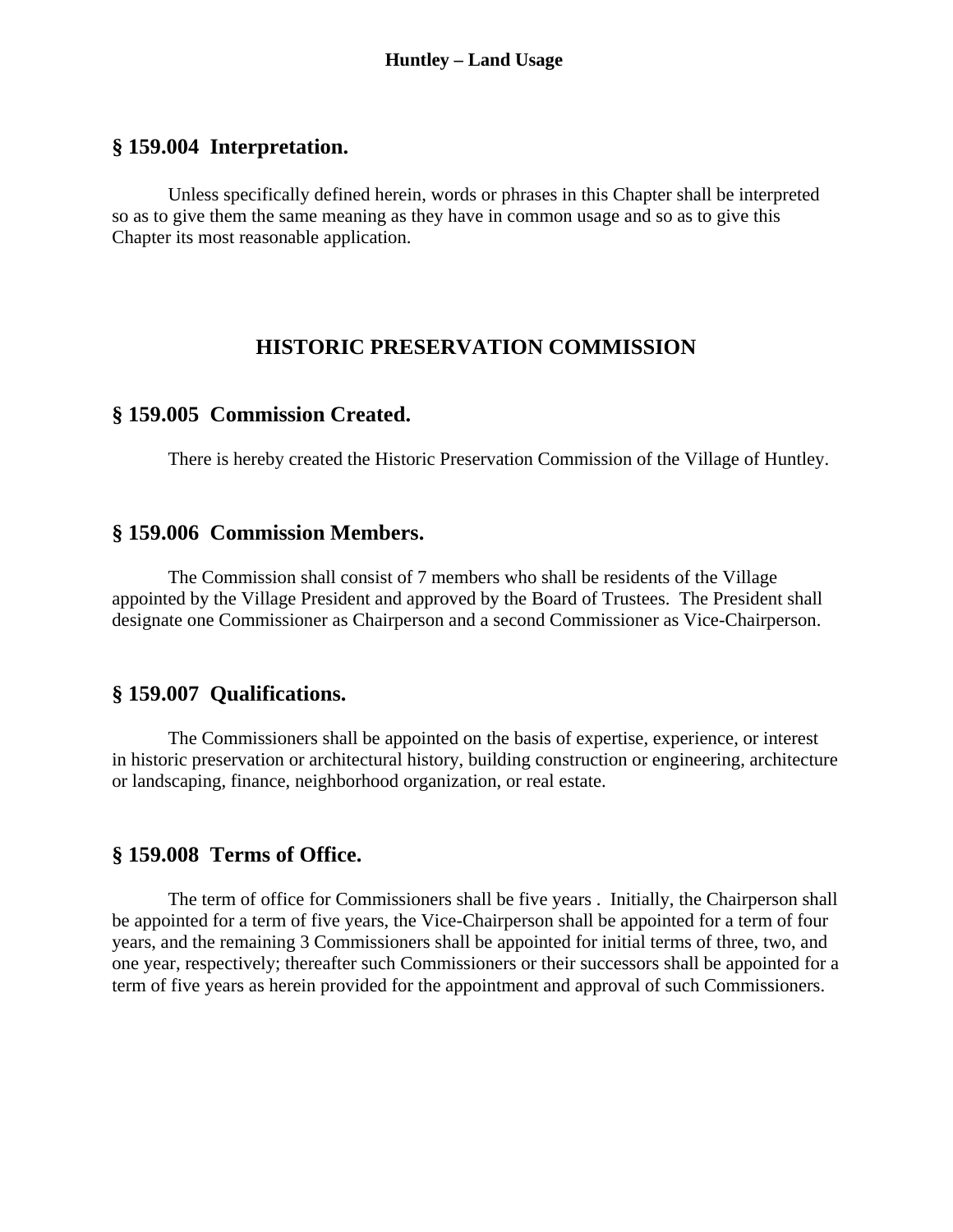## § 159.004 Interpretation.

Unless specifically defined herein, words or phrases in this Chapter shall be interpreted so as to give them the same meaning as they have in common usage and so as to give this Chapter its most reasonable application.

# HISTORIC PRESERVATION COMMISSION

## § 159.005 Commission Created.

There is hereby created the Historic Preservation Commission of the Village of Huntley.

## § 159.006 Commission Members.

The Commission shall consist of 7 members who shall be residents of the Village appointed by the Village President and approved by the Board of Trustees. The President shall designate one Commissioner as Chairperson and a second Commissioner as Vice-Chairperson.

## § 159.007 Qualifications.

The Commissioners shall be appointed on the basis of expertise, experience, or interest in historic preservation or architectural history, building construction or engineering, architecture or landscaping, finance, neighborhood organization, or real estate.

## § 159.008 Terms of Office.

The term of office for Commissioners shall be five years . Initially, the Chairperson shall be appointed for a term of five years, the Vice-Chairperson shall be appointed for a term of four years, and the remaining 3 Commissioners shall be appointed for initial terms of three, two, and one year, respectively; thereafter such Commissioners or their successors shall be appointed for a term of five years as herein provided for the appointment and approval of such Commissioners.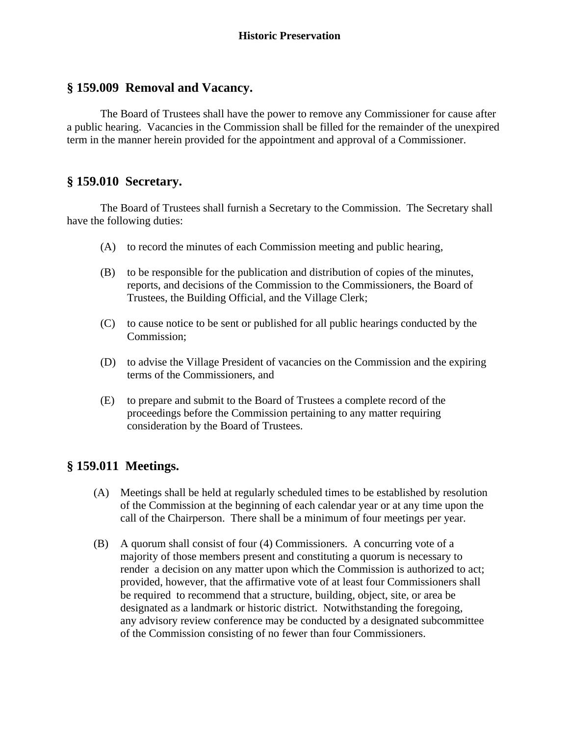## § 159.009 Removal and Vacancy.

The Board of Trustees shall have the power to remove any Commissioner for cause after a public hearing. Vacancies in the Commission shall be filled for the remainder of the unexpired term in the manner herein provided for the appointment and approval of a Commissioner.

## § 159.010 Secretary.

The Board of Trustees shall furnish a Secretary to the Commission. The Secretary shall have the following duties:

(A) to record the minutes of each Commission meeting and public hearing,

(B) to be responsible for the publication and distribution of copies of the minutes, reports, and decisions of the Commission to the Commissioners, the Board of Trustees, the Building Official, and the Village Clerk;

(C) to cause notice to be sent or published for all public hearings conducted by the Commission;

(D) to advise the Village President of vacancies on the Commission and the expiring terms of the Commissioners, and

(E) to prepare and submit to the Board of Trustees a complete record of the proceedings before the Commission pertaining to any matter requiring consideration by the Board of Trustees.

## § 159.011 Meetings.

(A) Meetings shall be held at regularly scheduled times to be established by resolution of the Commission at the beginning of each calendar year or at any time upon the call of the Chairperson. There shall be a minimum of four meetings per year.

(B) A quorum shall consist of four (4) Commissioners. A concurring vote of a majority of those members present and constituting a quorum is necessary to render a decision on any matter upon which the Commission is authorized to act; provided, however, that the affirmative vote of at least four Commissioners shall be required to recommend that a structure, building, object, site, or area be designated as a landmark or historic district. Notwithstanding the foregoing, any advisory review conference may be conducted by a designated subcommittee of the Commission consisting of no fewer than four Commissioners.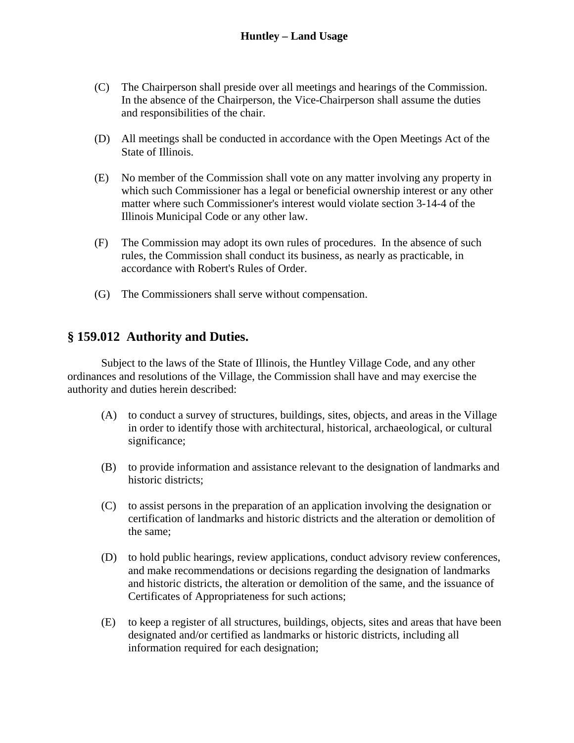(C) The Chairperson shall preside over all meetings and hearings of the Commission. In the absence of the Chairperson, the Vice-Chairperson shall assume the duties and responsibilities of the chair.

(D) All meetings shall be conducted in accordance with the Open Meetings Act of the State of Illinois.

(E) No member of the Commission shall vote on any matter involving any property in which such Commissioner has a legal or beneficial ownership interest or any other matter where such Commissioner's interest would violate section 3-14-4 of the Illinois Municipal Code or any other law.

(F) The Commission may adopt its own rules of procedures. In the absence of such rules, the Commission shall conduct its business, as nearly as practicable, in accordance with Robert's Rules of Order.

(G) The Commissioners shall serve without compensation.

## § 159.012 Authority and Duties.

Subject to the laws of the State of Illinois, the Huntley Village Code, and any other ordinances and resolutions of the Village, the Commission shall have and may exercise the authority and duties herein described:

(A) to conduct a survey of structures, buildings, sites, objects, and areas in the Village in order to identify those with architectural, historical, archaeological, or cultural significance;

(B) to provide information and assistance relevant to the designation of landmarks and historic districts;

(C) to assist persons in the preparation of an application involving the designation or certification of landmarks and historic districts and the alteration or demolition of the same;

(D) to hold public hearings, review applications, conduct advisory review conferences, and make recommendations or decisions regarding the designation of landmarks and historic districts, the alteration or demolition of the same, and the issuance of Certificates of Appropriateness for such actions;

(E) to keep a register of all structures, buildings, objects, sites and areas that have been designated and/or certified as landmarks or historic districts, including all information required for each designation;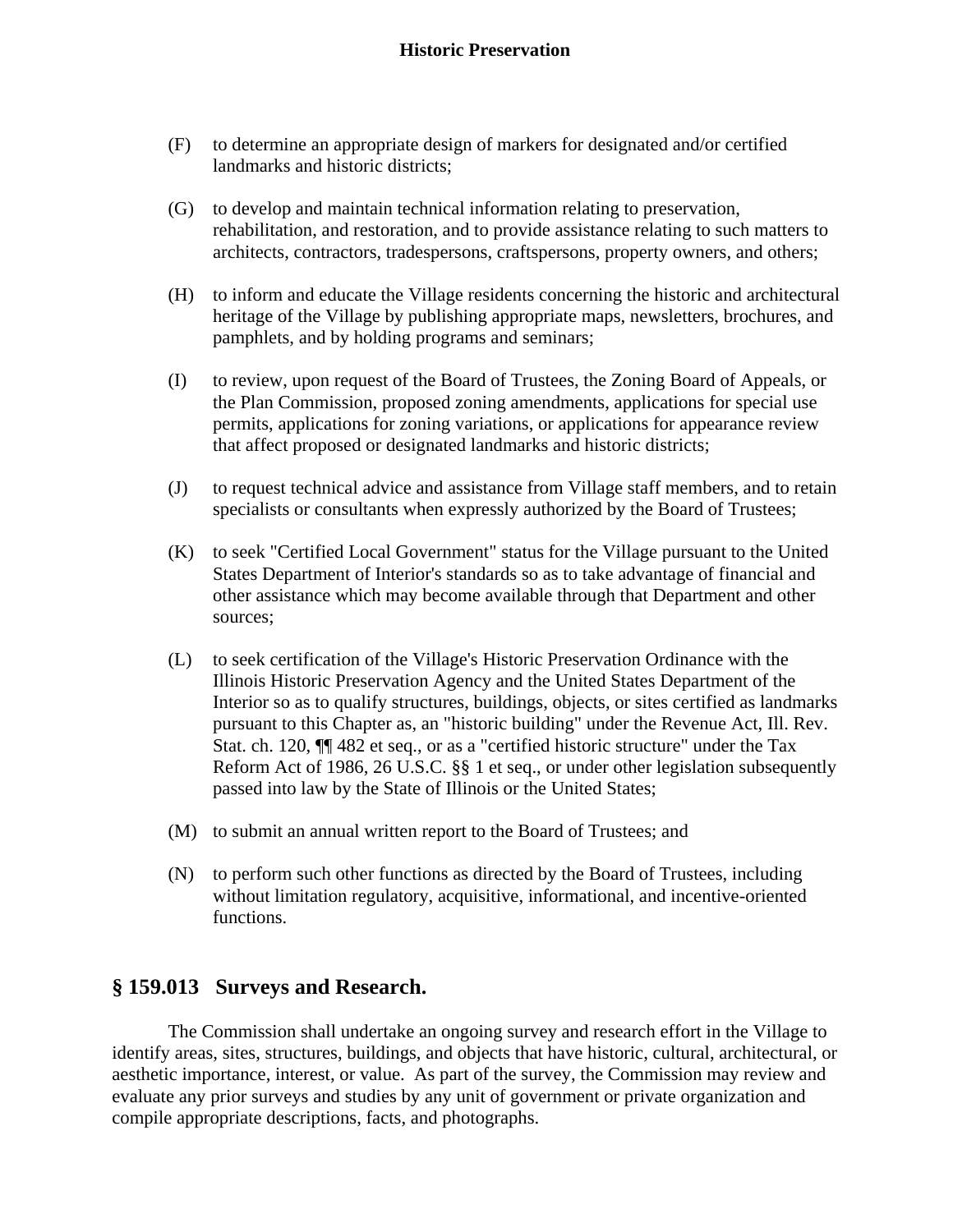(F) to determine an appropriate design of markers for designated and/or certified landmarks and historic districts;

(G) to develop and maintain technical information relating to preservation, rehabilitation, and restoration, and to provide assistance relating to such matters to architects, contractors, tradespersons, craftspersons, property owners, and others;

(H) to inform and educate the Village residents concerning the historic and architectural heritage of the Village by publishing appropriate maps, newsletters, brochures, and pamphlets, and by holding programs and seminars;

(I) to review, upon request of the Board of Trustees, the Zoning Board of Appeals, or the Plan Commission, proposed zoning amendments, applications for special use permits, applications for zoning variations, or applications for appearance review that affect proposed or designated landmarks and historic districts;

(J) to request technical advice and assistance from Village staff members, and to retain specialists or consultants when expressly authorized by the Board of Trustees;

(K) to seek "Certified Local Government" status for the Village pursuant to the United States Department of Interior's standards so as to take advantage of financial and other assistance which may become available through that Department and other sources;

(L) to seek certification of the Village's Historic Preservation Ordinance with the Illinois Historic Preservation Agency and the United States Department of the Interior so as to qualify structures, buildings, objects, or sites certified as landmarks pursuant to this Chapter as, an "historic building" under the Revenue Act, Ill. Rev. Stat. ch. 120, ¶¶ 482 et seq., or as a "certified historic structure" under the Tax Reform Act of 1986, 26 U.S.C. §§ 1 et seq., or under other legislation subsequently passed into law by the State of Illinois or the United States;

(M) to submit an annual written report to the Board of Trustees; and

(N) to perform such other functions as directed by the Board of Trustees, including without limitation regulatory, acquisitive, informational, and incentive-oriented functions.

## § 159.013 Surveys and Research.

The Commission shall undertake an ongoing survey and research effort in the Village to identify areas, sites, structures, buildings, and objects that have historic, cultural, architectural, or aesthetic importance, interest, or value. As part of the survey, the Commission may review and evaluate any prior surveys and studies by any unit of government or private organization and compile appropriate descriptions, facts, and photographs.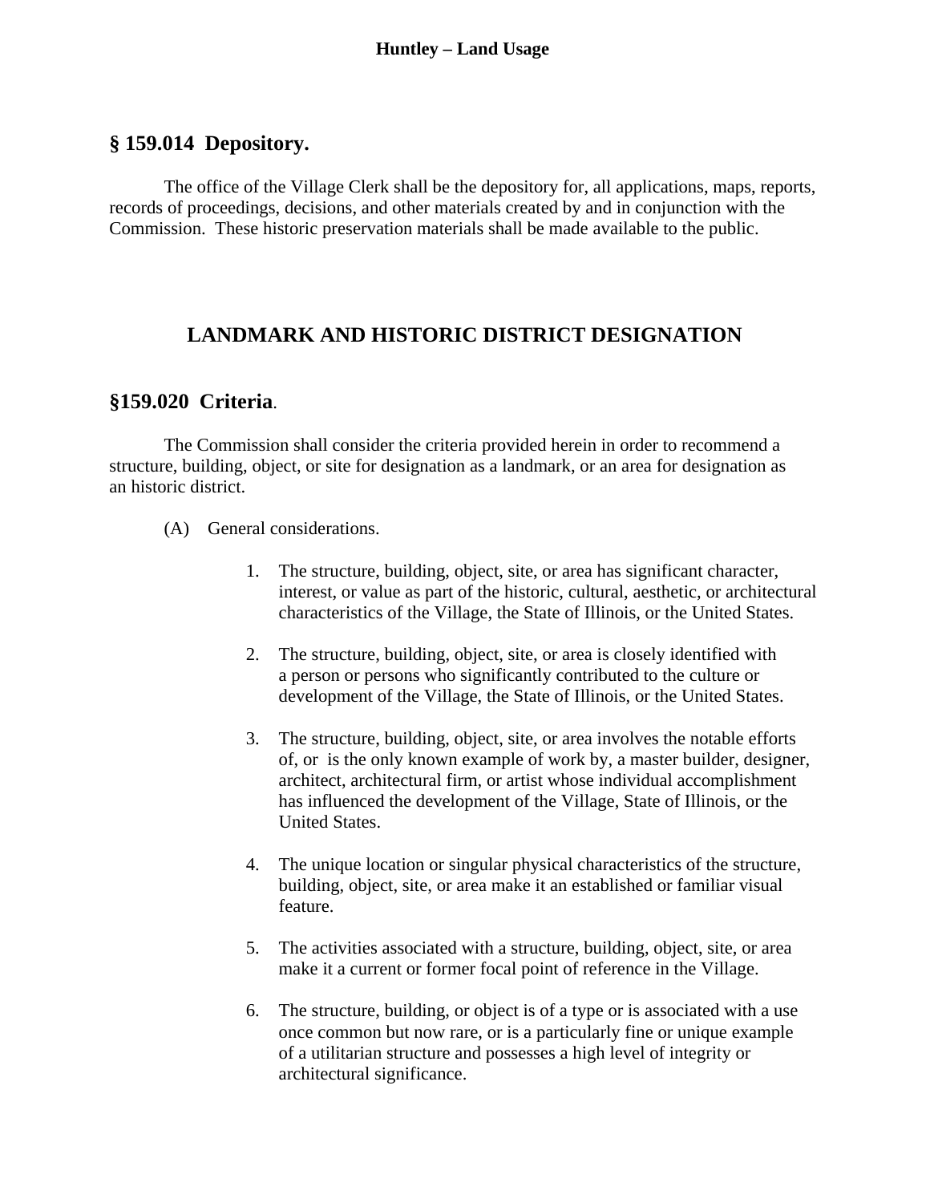## § 159.014 Depository.

The office of the Village Clerk shall be the depository for, all applications, maps, reports, records of proceedings, decisions, and other materials created by and in conjunction with the Commission. These historic preservation materials shall be made available to the public.

# LANDMARK AND HISTORIC DISTRICT DESIGNATION

## §159.020 Criteria.

The Commission shall consider the criteria provided herein in order to recommend a structure, building, object, or site for designation as a landmark, or an area for designation as an historic district.

(A) General considerations.

1. The structure, building, object, site, or area has significant character, interest, or value as part of the historic, cultural, aesthetic, or architectural characteristics of the Village, the State of Illinois, or the United States.

2. The structure, building, object, site, or area is closely identified with a person or persons who significantly contributed to the culture or development of the Village, the State of Illinois, or the United States.

3. The structure, building, object, site, or area involves the notable efforts of, or is the only known example of work by, a master builder, designer, architect, architectural firm, or artist whose individual accomplishment has influenced the development of the Village, State of Illinois, or the United States.

4. The unique location or singular physical characteristics of the structure, building, object, site, or area make it an established or familiar visual feature.

5. The activities associated with a structure, building, object, site, or area make it a current or former focal point of reference in the Village.

6. The structure, building, or object is of a type or is associated with a use once common but now rare, or is a particularly fine or unique example of a utilitarian structure and possesses a high level of integrity or architectural significance.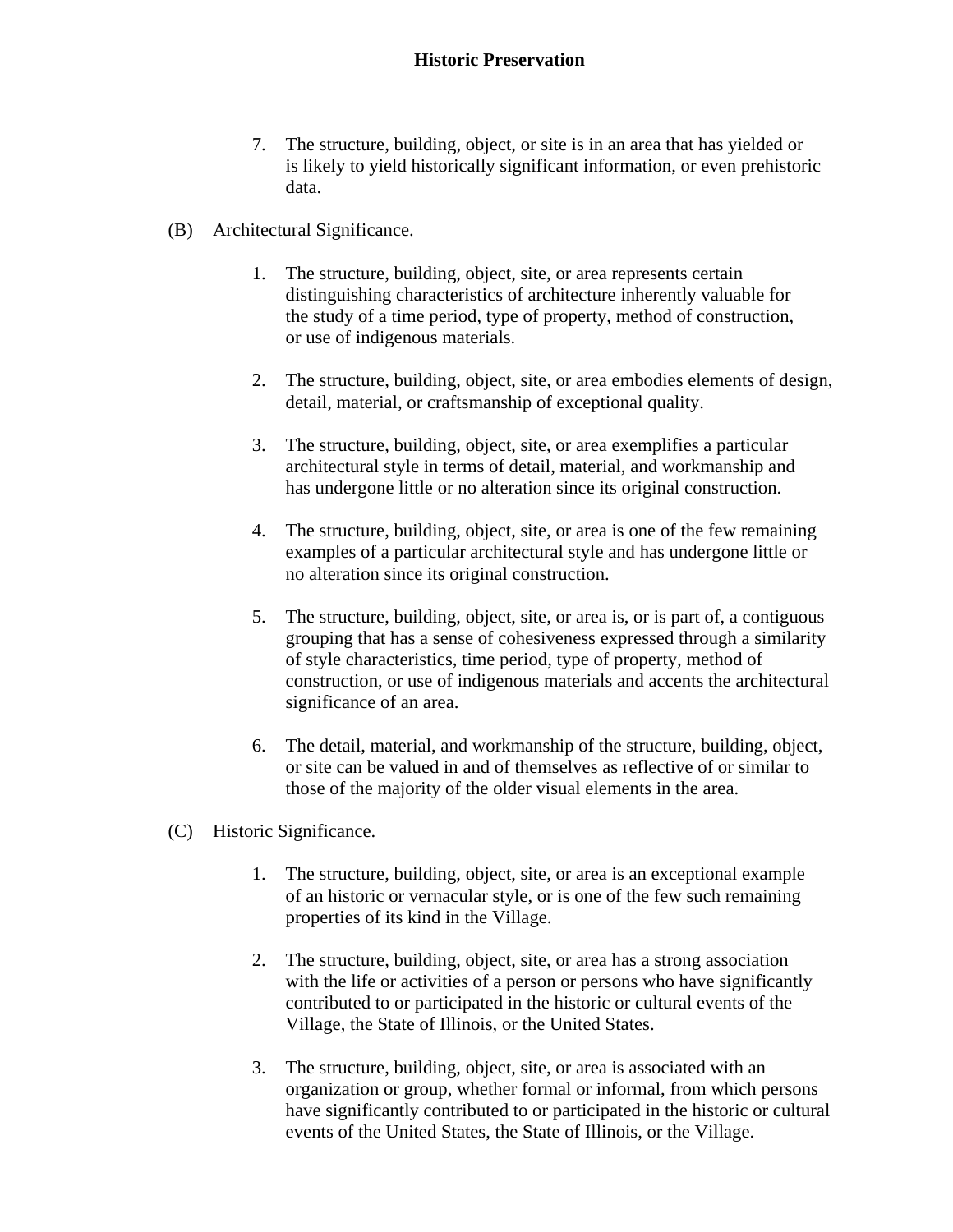7. The structure, building, object, or site is in an area that has yielded or is likely to yield historically significant information, or even prehistoric data.

(B) Architectural Significance.

1. The structure, building, object, site, or area represents certain distinguishing characteristics of architecture inherently valuable for the study of a time period, type of property, method of construction, or use of indigenous materials.

2. The structure, building, object, site, or area embodies elements of design, detail, material, or craftsmanship of exceptional quality.

3. The structure, building, object, site, or area exemplifies a particular architectural style in terms of detail, material, and workmanship and has undergone little or no alteration since its original construction.

4. The structure, building, object, site, or area is one of the few remaining examples of a particular architectural style and has undergone little or no alteration since its original construction.

5. The structure, building, object, site, or area is, or is part of, a contiguous grouping that has a sense of cohesiveness expressed through a similarity of style characteristics, time period, type of property, method of construction, or use of indigenous materials and accents the architectural significance of an area.

6. The detail, material, and workmanship of the structure, building, object, or site can be valued in and of themselves as reflective of or similar to those of the majority of the older visual elements in the area.

(C) Historic Significance.

1. The structure, building, object, site, or area is an exceptional example of an historic or vernacular style, or is one of the few such remaining properties of its kind in the Village.

2. The structure, building, object, site, or area has a strong association with the life or activities of a person or persons who have significantly contributed to or participated in the historic or cultural events of the Village, the State of Illinois, or the United States.

3. The structure, building, object, site, or area is associated with an organization or group, whether formal or informal, from which persons have significantly contributed to or participated in the historic or cultural events of the United States, the State of Illinois, or the Village.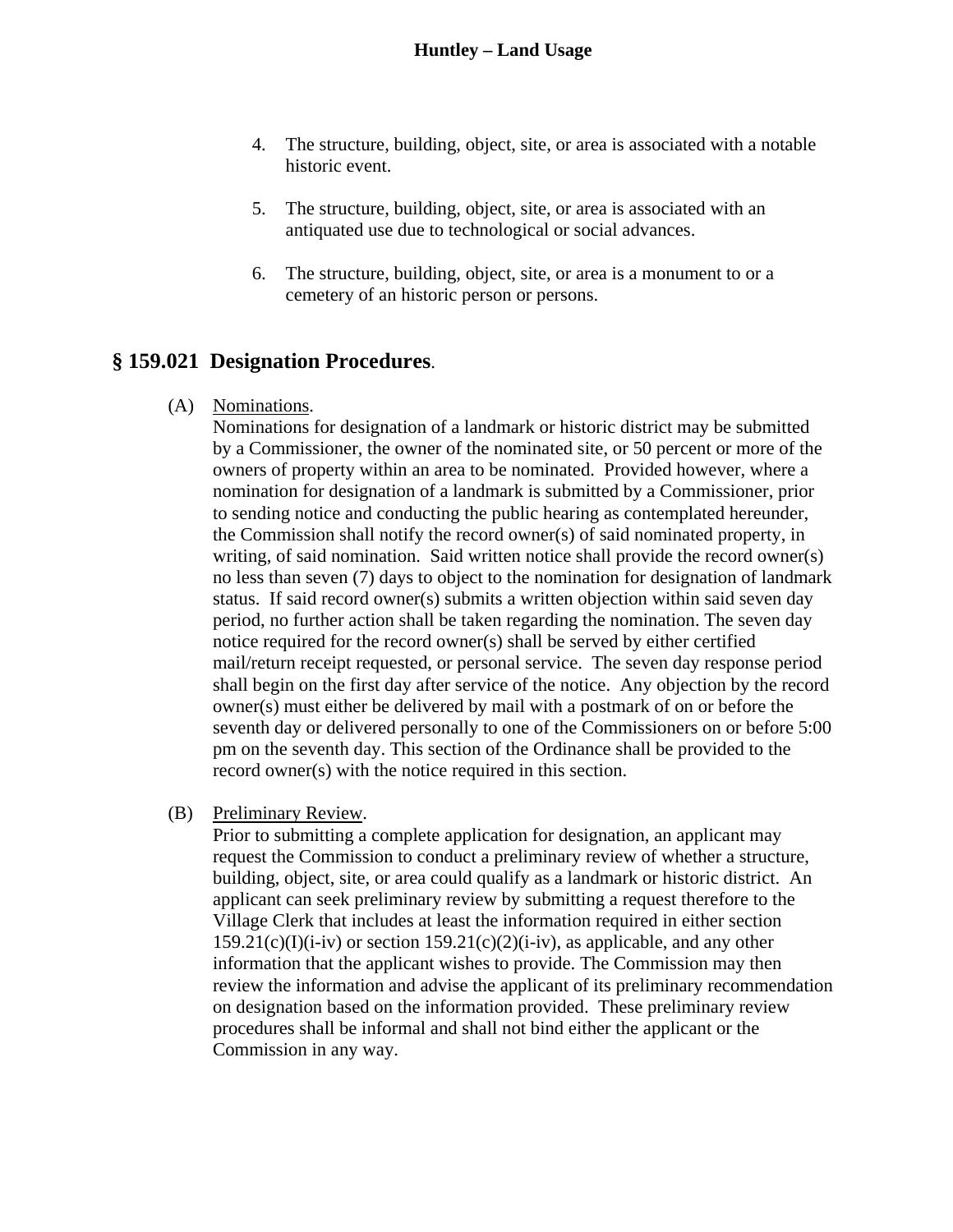4. The structure, building, object, site, or area is associated with a notable historic event.

5. The structure, building, object, site, or area is associated with an antiquated use due to technological or social advances.

6. The structure, building, object, site, or area is a monument to or a cemetery of an historic person or persons.

## § 159.021 Designation Procedures.

(A) Nominations.

Nominations for designation of a landmark or historic district may be submitted by a Commissioner, the owner of the nominated site, or 50 percent or more of the owners of property within an area to be nominated. Provided however, where a nomination for designation of a landmark is submitted by a Commissioner, prior to sending notice and conducting the public hearing as contemplated hereunder, the Commission shall notify the record owner(s) of said nominated property, in writing, of said nomination. Said written notice shall provide the record owner(s) no less than seven (7) days to object to the nomination for designation of landmark status. If said record owner(s) submits a written objection within said seven day period, no further action shall be taken regarding the nomination. The seven day notice required for the record owner(s) shall be served by either certified mail/return receipt requested, or personal service. The seven day response period shall begin on the first day after service of the notice. Any objection by the record owner(s) must either be delivered by mail with a postmark of on or before the seventh day or delivered personally to one of the Commissioners on or before 5:00 pm on the seventh day. This section of the Ordinance shall be provided to the record owner(s) with the notice required in this section.

(B) Preliminary Review.

Prior to submitting a complete application for designation, an applicant may request the Commission to conduct a preliminary review of whether a structure, building, object, site, or area could qualify as a landmark or historic district. An applicant can seek preliminary review by submitting a request therefore to the Village Clerk that includes at least the information required in either section 159.21(c)(I)(i-iv) or section 159.21(c)(2)(i-iv), as applicable, and any other information that the applicant wishes to provide. The Commission may then review the information and advise the applicant of its preliminary recommendation on designation based on the information provided. These preliminary review procedures shall be informal and shall not bind either the applicant or the Commission in any way.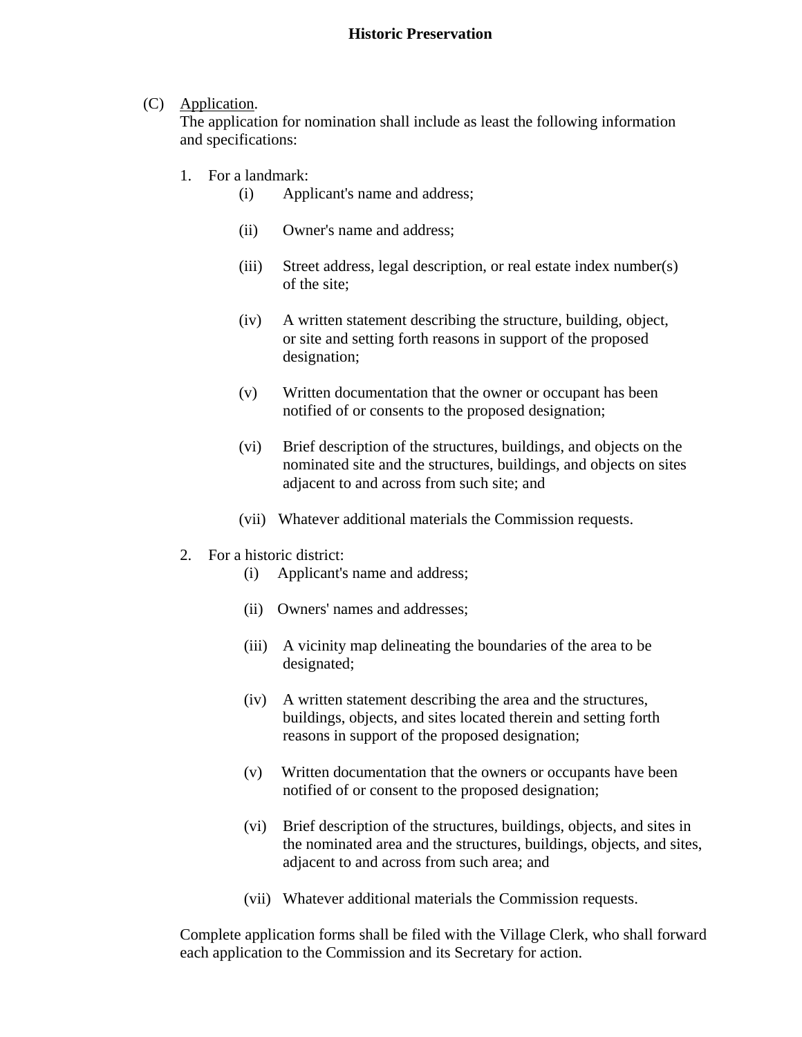(C) Application.

The application for nomination shall include as least the following information and specifications:

1. For a landmark:
   - (i) Applicant's name and address;
   - (ii) Owner's name and address;
   - (iii) Street address, legal description, or real estate index number(s) of the site;
   - (iv) A written statement describing the structure, building, object, or site and setting forth reasons in support of the proposed designation;
   - (v) Written documentation that the owner or occupant has been notified of or consents to the proposed designation;
   - (vi) Brief description of the structures, buildings, and objects on the nominated site and the structures, buildings, and objects on sites adjacent to and across from such site; and
   - (vii) Whatever additional materials the Commission requests.

2. For a historic district:
   - (i) Applicant's name and address;
   - (ii) Owners' names and addresses;
   - (iii) A vicinity map delineating the boundaries of the area to be designated;
   - (iv) A written statement describing the area and the structures, buildings, objects, and sites located therein and setting forth reasons in support of the proposed designation;
   - (v) Written documentation that the owners or occupants have been notified of or consent to the proposed designation;
   - (vi) Brief description of the structures, buildings, objects, and sites in the nominated area and the structures, buildings, objects, and sites, adjacent to and across from such area; and
   - (vii) Whatever additional materials the Commission requests.

Complete application forms shall be filed with the Village Clerk, who shall forward each application to the Commission and its Secretary for action.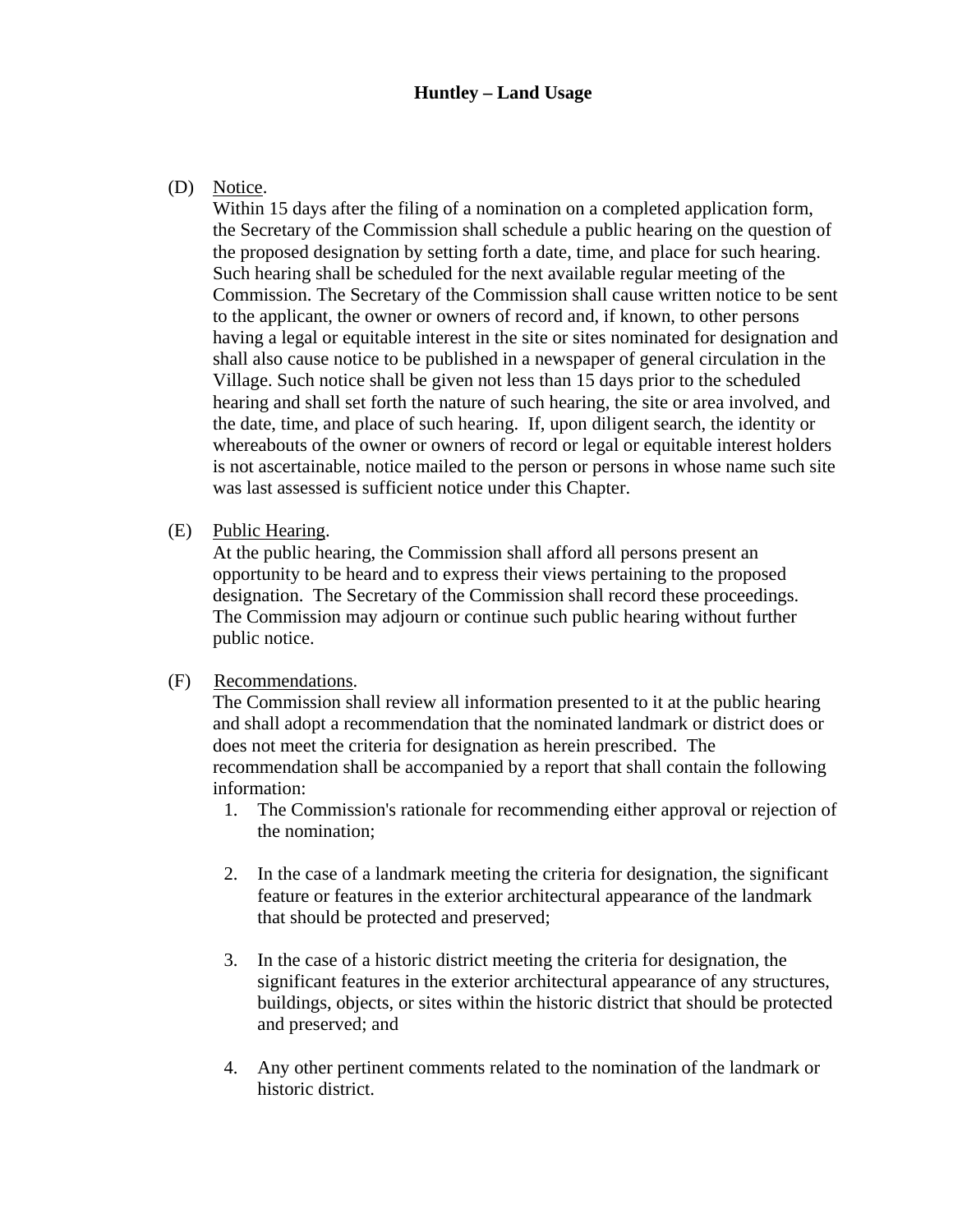(D) Notice.

Within 15 days after the filing of a nomination on a completed application form, the Secretary of the Commission shall schedule a public hearing on the question of the proposed designation by setting forth a date, time, and place for such hearing. Such hearing shall be scheduled for the next available regular meeting of the Commission. The Secretary of the Commission shall cause written notice to be sent to the applicant, the owner or owners of record and, if known, to other persons having a legal or equitable interest in the site or sites nominated for designation and shall also cause notice to be published in a newspaper of general circulation in the Village. Such notice shall be given not less than 15 days prior to the scheduled hearing and shall set forth the nature of such hearing, the site or area involved, and the date, time, and place of such hearing. If, upon diligent search, the identity or whereabouts of the owner or owners of record or legal or equitable interest holders is not ascertainable, notice mailed to the person or persons in whose name such site was last assessed is sufficient notice under this Chapter.

(E) Public Hearing.

At the public hearing, the Commission shall afford all persons present an opportunity to be heard and to express their views pertaining to the proposed designation. The Secretary of the Commission shall record these proceedings. The Commission may adjourn or continue such public hearing without further public notice.

(F) Recommendations.

The Commission shall review all information presented to it at the public hearing and shall adopt a recommendation that the nominated landmark or district does or does not meet the criteria for designation as herein prescribed. The recommendation shall be accompanied by a report that shall contain the following information:

1. The Commission's rationale for recommending either approval or rejection of the nomination;

2. In the case of a landmark meeting the criteria for designation, the significant feature or features in the exterior architectural appearance of the landmark that should be protected and preserved;

3. In the case of a historic district meeting the criteria for designation, the significant features in the exterior architectural appearance of any structures, buildings, objects, or sites within the historic district that should be protected and preserved; and

4. Any other pertinent comments related to the nomination of the landmark or historic district.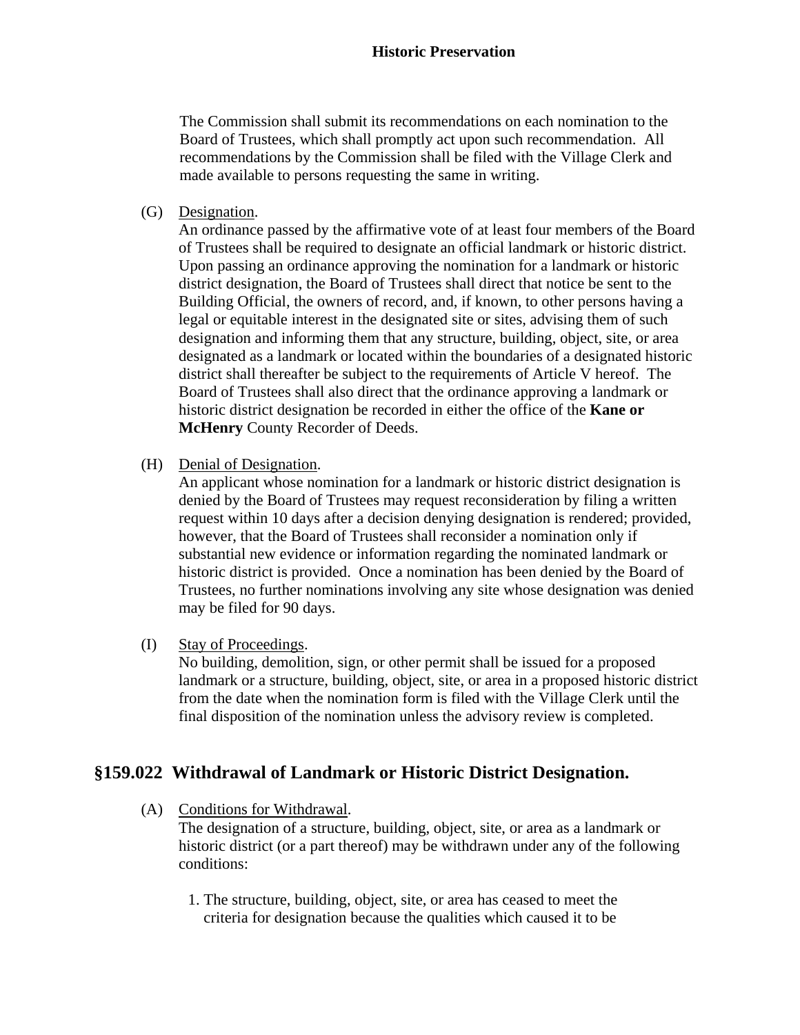The Commission shall submit its recommendations on each nomination to the Board of Trustees, which shall promptly act upon such recommendation. All recommendations by the Commission shall be filed with the Village Clerk and made available to persons requesting the same in writing.

(G) Designation.
An ordinance passed by the affirmative vote of at least four members of the Board of Trustees shall be required to designate an official landmark or historic district. Upon passing an ordinance approving the nomination for a landmark or historic district designation, the Board of Trustees shall direct that notice be sent to the Building Official, the owners of record, and, if known, to other persons having a legal or equitable interest in the designated site or sites, advising them of such designation and informing them that any structure, building, object, site, or area designated as a landmark or located within the boundaries of a designated historic district shall thereafter be subject to the requirements of Article V hereof. The Board of Trustees shall also direct that the ordinance approving a landmark or historic district designation be recorded in either the office of the **Kane or McHenry** County Recorder of Deeds.

(H) Denial of Designation.
An applicant whose nomination for a landmark or historic district designation is denied by the Board of Trustees may request reconsideration by filing a written request within 10 days after a decision denying designation is rendered; provided, however, that the Board of Trustees shall reconsider a nomination only if substantial new evidence or information regarding the nominated landmark or historic district is provided. Once a nomination has been denied by the Board of Trustees, no further nominations involving any site whose designation was denied may be filed for 90 days.

(I) Stay of Proceedings.
No building, demolition, sign, or other permit shall be issued for a proposed landmark or a structure, building, object, site, or area in a proposed historic district from the date when the nomination form is filed with the Village Clerk until the final disposition of the nomination unless the advisory review is completed.

## §159.022 Withdrawal of Landmark or Historic District Designation.

(A) Conditions for Withdrawal.
The designation of a structure, building, object, site, or area as a landmark or historic district (or a part thereof) may be withdrawn under any of the following conditions:

1. The structure, building, object, site, or area has ceased to meet the criteria for designation because the qualities which caused it to be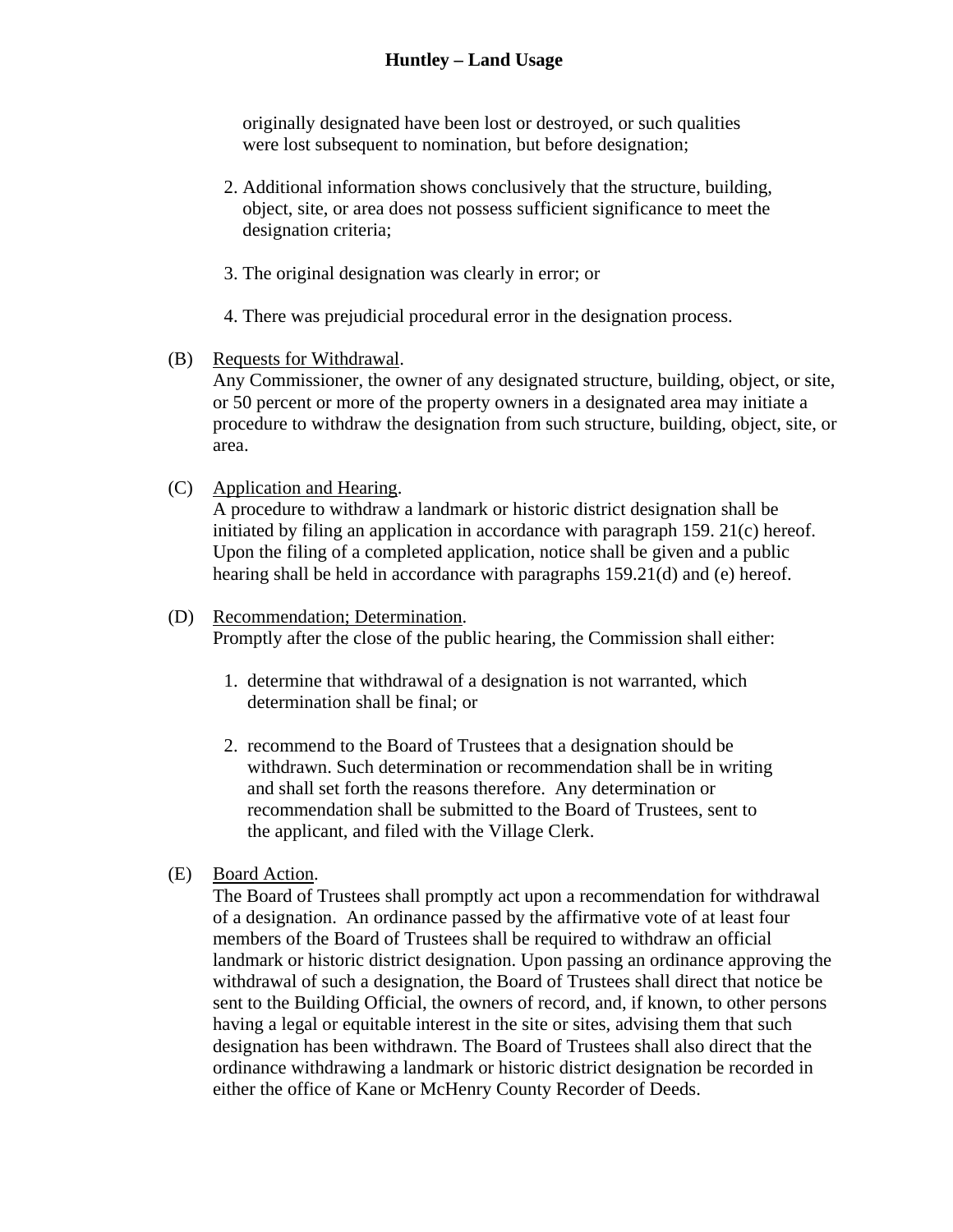originally designated have been lost or destroyed, or such qualities were lost subsequent to nomination, but before designation;

2. Additional information shows conclusively that the structure, building, object, site, or area does not possess sufficient significance to meet the designation criteria;

3. The original designation was clearly in error; or

4. There was prejudicial procedural error in the designation process.

(B) Requests for Withdrawal.
Any Commissioner, the owner of any designated structure, building, object, or site, or 50 percent or more of the property owners in a designated area may initiate a procedure to withdraw the designation from such structure, building, object, site, or area.

(C) Application and Hearing.
A procedure to withdraw a landmark or historic district designation shall be initiated by filing an application in accordance with paragraph 159. 21(c) hereof. Upon the filing of a completed application, notice shall be given and a public hearing shall be held in accordance with paragraphs 159.21(d) and (e) hereof.

(D) Recommendation; Determination.
Promptly after the close of the public hearing, the Commission shall either:

1. determine that withdrawal of a designation is not warranted, which determination shall be final; or

2. recommend to the Board of Trustees that a designation should be withdrawn. Such determination or recommendation shall be in writing and shall set forth the reasons therefore. Any determination or recommendation shall be submitted to the Board of Trustees, sent to the applicant, and filed with the Village Clerk.

(E) Board Action.
The Board of Trustees shall promptly act upon a recommendation for withdrawal of a designation. An ordinance passed by the affirmative vote of at least four members of the Board of Trustees shall be required to withdraw an official landmark or historic district designation. Upon passing an ordinance approving the withdrawal of such a designation, the Board of Trustees shall direct that notice be sent to the Building Official, the owners of record, and, if known, to other persons having a legal or equitable interest in the site or sites, advising them that such designation has been withdrawn. The Board of Trustees shall also direct that the ordinance withdrawing a landmark or historic district designation be recorded in either the office of Kane or McHenry County Recorder of Deeds.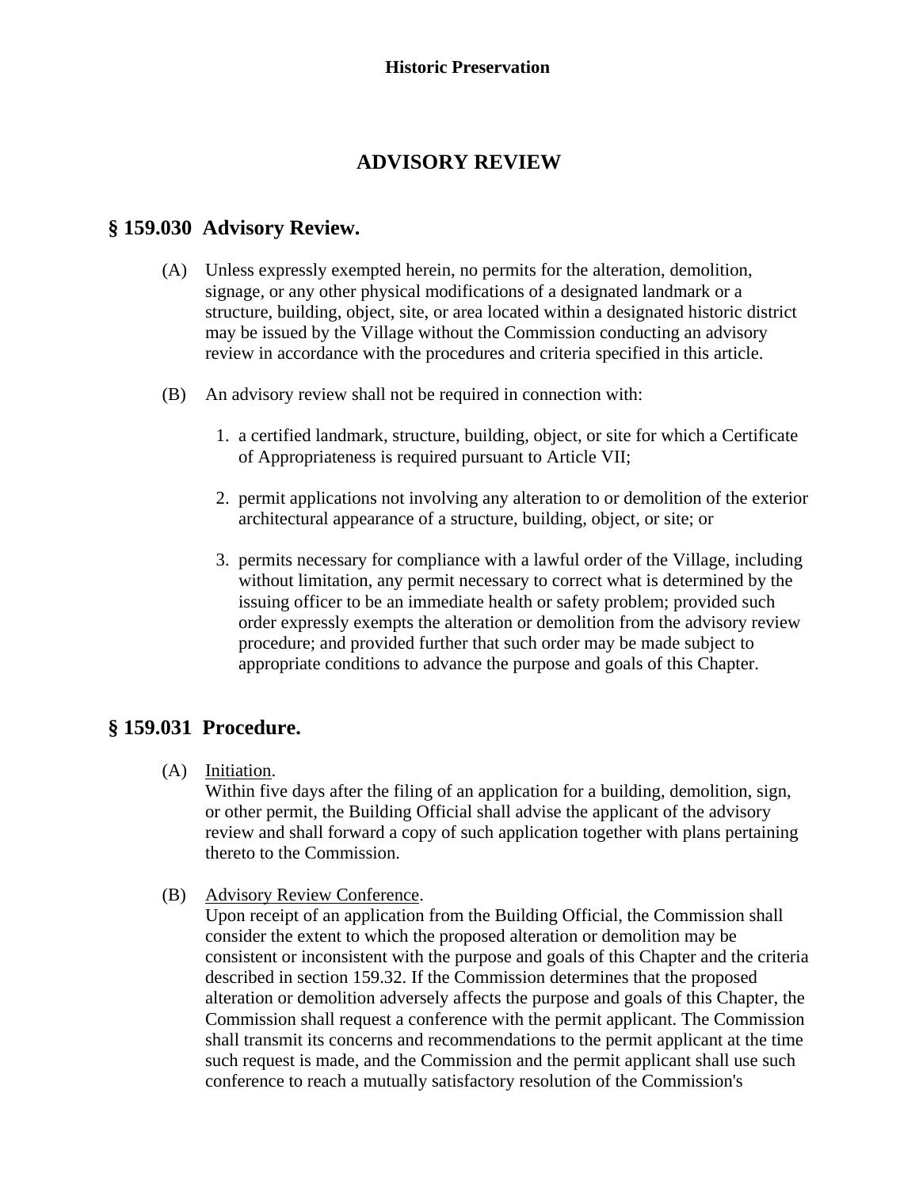# ADVISORY REVIEW

## § 159.030 Advisory Review.

(A) Unless expressly exempted herein, no permits for the alteration, demolition, signage, or any other physical modifications of a designated landmark or a structure, building, object, site, or area located within a designated historic district may be issued by the Village without the Commission conducting an advisory review in accordance with the procedures and criteria specified in this article.

(B) An advisory review shall not be required in connection with:

1. a certified landmark, structure, building, object, or site for which a Certificate of Appropriateness is required pursuant to Article VII;

2. permit applications not involving any alteration to or demolition of the exterior architectural appearance of a structure, building, object, or site; or

3. permits necessary for compliance with a lawful order of the Village, including without limitation, any permit necessary to correct what is determined by the issuing officer to be an immediate health or safety problem; provided such order expressly exempts the alteration or demolition from the advisory review procedure; and provided further that such order may be made subject to appropriate conditions to advance the purpose and goals of this Chapter.

## § 159.031 Procedure.

(A) Initiation.
Within five days after the filing of an application for a building, demolition, sign, or other permit, the Building Official shall advise the applicant of the advisory review and shall forward a copy of such application together with plans pertaining thereto to the Commission.

(B) Advisory Review Conference.
Upon receipt of an application from the Building Official, the Commission shall consider the extent to which the proposed alteration or demolition may be consistent or inconsistent with the purpose and goals of this Chapter and the criteria described in section 159.32. If the Commission determines that the proposed alteration or demolition adversely affects the purpose and goals of this Chapter, the Commission shall request a conference with the permit applicant. The Commission shall transmit its concerns and recommendations to the permit applicant at the time such request is made, and the Commission and the permit applicant shall use such conference to reach a mutually satisfactory resolution of the Commission's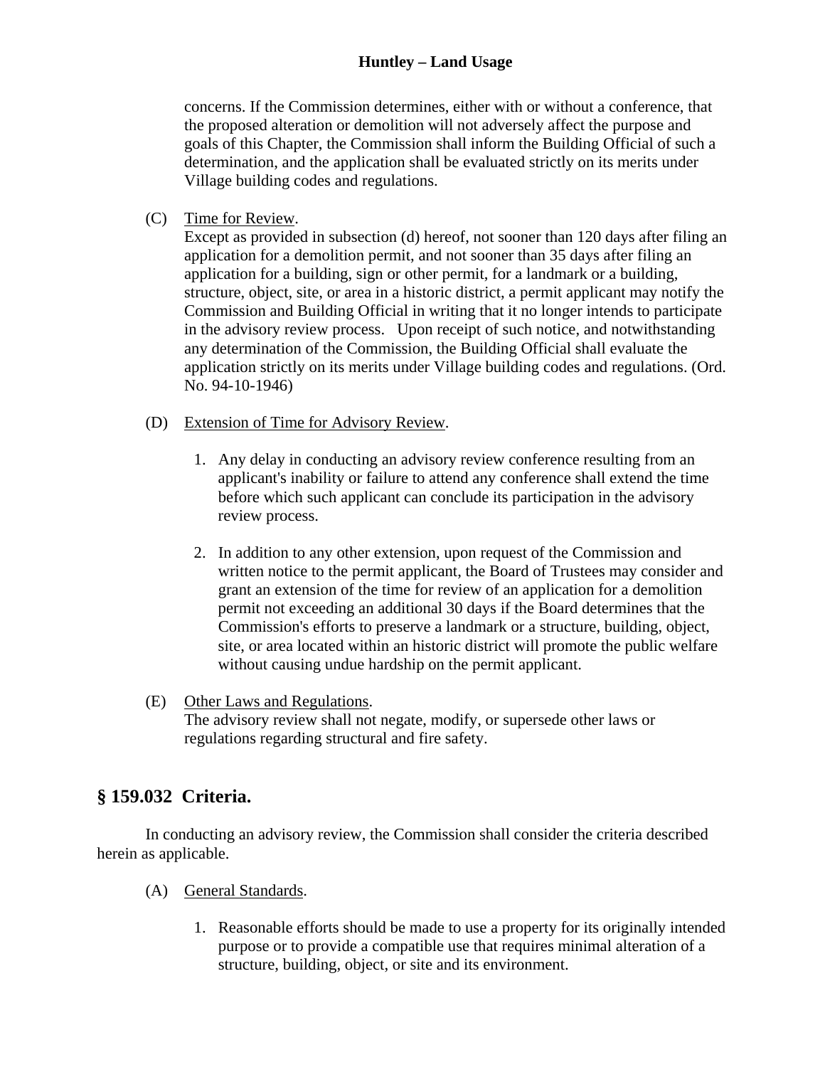concerns. If the Commission determines, either with or without a conference, that the proposed alteration or demolition will not adversely affect the purpose and goals of this Chapter, the Commission shall inform the Building Official of such a determination, and the application shall be evaluated strictly on its merits under Village building codes and regulations.

(C) Time for Review.
Except as provided in subsection (d) hereof, not sooner than 120 days after filing an application for a demolition permit, and not sooner than 35 days after filing an application for a building, sign or other permit, for a landmark or a building, structure, object, site, or area in a historic district, a permit applicant may notify the Commission and Building Official in writing that it no longer intends to participate in the advisory review process. Upon receipt of such notice, and notwithstanding any determination of the Commission, the Building Official shall evaluate the application strictly on its merits under Village building codes and regulations. (Ord. No. 94-10-1946)

(D) Extension of Time for Advisory Review.

1. Any delay in conducting an advisory review conference resulting from an applicant's inability or failure to attend any conference shall extend the time before which such applicant can conclude its participation in the advisory review process.

2. In addition to any other extension, upon request of the Commission and written notice to the permit applicant, the Board of Trustees may consider and grant an extension of the time for review of an application for a demolition permit not exceeding an additional 30 days if the Board determines that the Commission's efforts to preserve a landmark or a structure, building, object, site, or area located within an historic district will promote the public welfare without causing undue hardship on the permit applicant.

(E) Other Laws and Regulations.
The advisory review shall not negate, modify, or supersede other laws or regulations regarding structural and fire safety.

## § 159.032 Criteria.

In conducting an advisory review, the Commission shall consider the criteria described herein as applicable.

(A) General Standards.

1. Reasonable efforts should be made to use a property for its originally intended purpose or to provide a compatible use that requires minimal alteration of a structure, building, object, or site and its environment.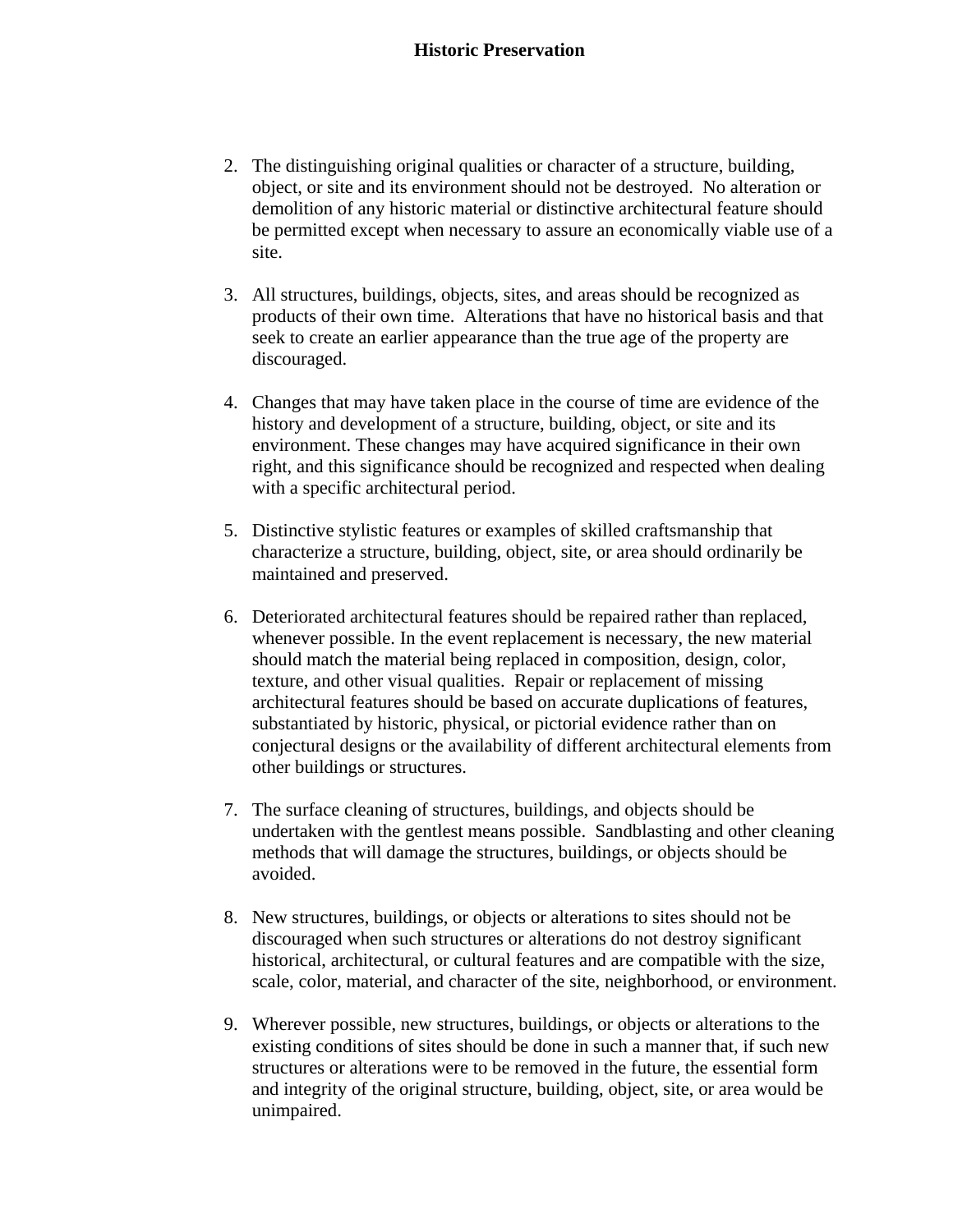2. The distinguishing original qualities or character of a structure, building, object, or site and its environment should not be destroyed. No alteration or demolition of any historic material or distinctive architectural feature should be permitted except when necessary to assure an economically viable use of a site.

3. All structures, buildings, objects, sites, and areas should be recognized as products of their own time. Alterations that have no historical basis and that seek to create an earlier appearance than the true age of the property are discouraged.

4. Changes that may have taken place in the course of time are evidence of the history and development of a structure, building, object, or site and its environment. These changes may have acquired significance in their own right, and this significance should be recognized and respected when dealing with a specific architectural period.

5. Distinctive stylistic features or examples of skilled craftsmanship that characterize a structure, building, object, site, or area should ordinarily be maintained and preserved.

6. Deteriorated architectural features should be repaired rather than replaced, whenever possible. In the event replacement is necessary, the new material should match the material being replaced in composition, design, color, texture, and other visual qualities. Repair or replacement of missing architectural features should be based on accurate duplications of features, substantiated by historic, physical, or pictorial evidence rather than on conjectural designs or the availability of different architectural elements from other buildings or structures.

7. The surface cleaning of structures, buildings, and objects should be undertaken with the gentlest means possible. Sandblasting and other cleaning methods that will damage the structures, buildings, or objects should be avoided.

8. New structures, buildings, or objects or alterations to sites should not be discouraged when such structures or alterations do not destroy significant historical, architectural, or cultural features and are compatible with the size, scale, color, material, and character of the site, neighborhood, or environment.

9. Wherever possible, new structures, buildings, or objects or alterations to the existing conditions of sites should be done in such a manner that, if such new structures or alterations were to be removed in the future, the essential form and integrity of the original structure, building, object, site, or area would be unimpaired.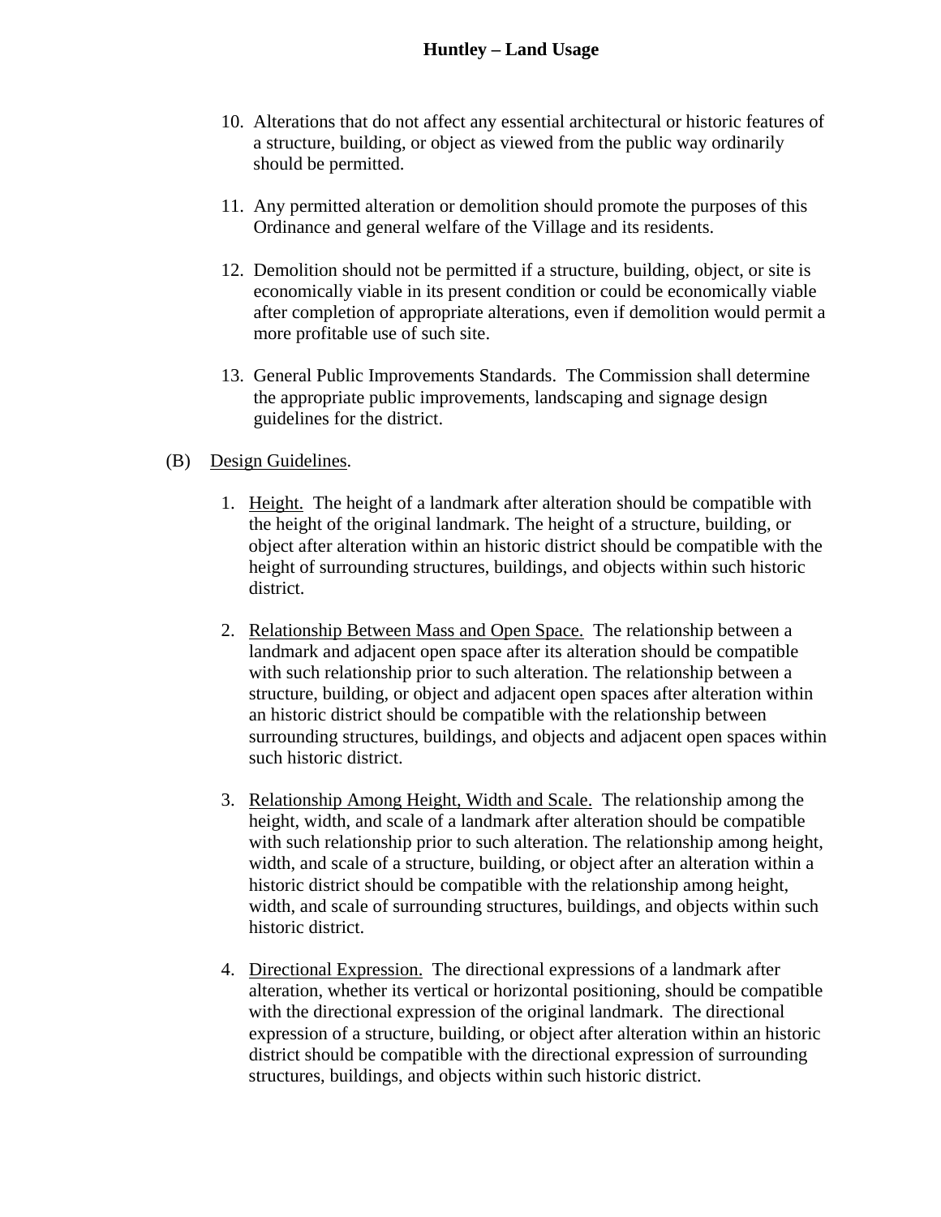10. Alterations that do not affect any essential architectural or historic features of a structure, building, or object as viewed from the public way ordinarily should be permitted.

11. Any permitted alteration or demolition should promote the purposes of this Ordinance and general welfare of the Village and its residents.

12. Demolition should not be permitted if a structure, building, object, or site is economically viable in its present condition or could be economically viable after completion of appropriate alterations, even if demolition would permit a more profitable use of such site.

13. General Public Improvements Standards. The Commission shall determine the appropriate public improvements, landscaping and signage design guidelines for the district.

(B) Design Guidelines.

1. Height. The height of a landmark after alteration should be compatible with the height of the original landmark. The height of a structure, building, or object after alteration within an historic district should be compatible with the height of surrounding structures, buildings, and objects within such historic district.

2. Relationship Between Mass and Open Space. The relationship between a landmark and adjacent open space after its alteration should be compatible with such relationship prior to such alteration. The relationship between a structure, building, or object and adjacent open spaces after alteration within an historic district should be compatible with the relationship between surrounding structures, buildings, and objects and adjacent open spaces within such historic district.

3. Relationship Among Height, Width and Scale. The relationship among the height, width, and scale of a landmark after alteration should be compatible with such relationship prior to such alteration. The relationship among height, width, and scale of a structure, building, or object after an alteration within a historic district should be compatible with the relationship among height, width, and scale of surrounding structures, buildings, and objects within such historic district.

4. Directional Expression. The directional expressions of a landmark after alteration, whether its vertical or horizontal positioning, should be compatible with the directional expression of the original landmark. The directional expression of a structure, building, or object after alteration within an historic district should be compatible with the directional expression of surrounding structures, buildings, and objects within such historic district.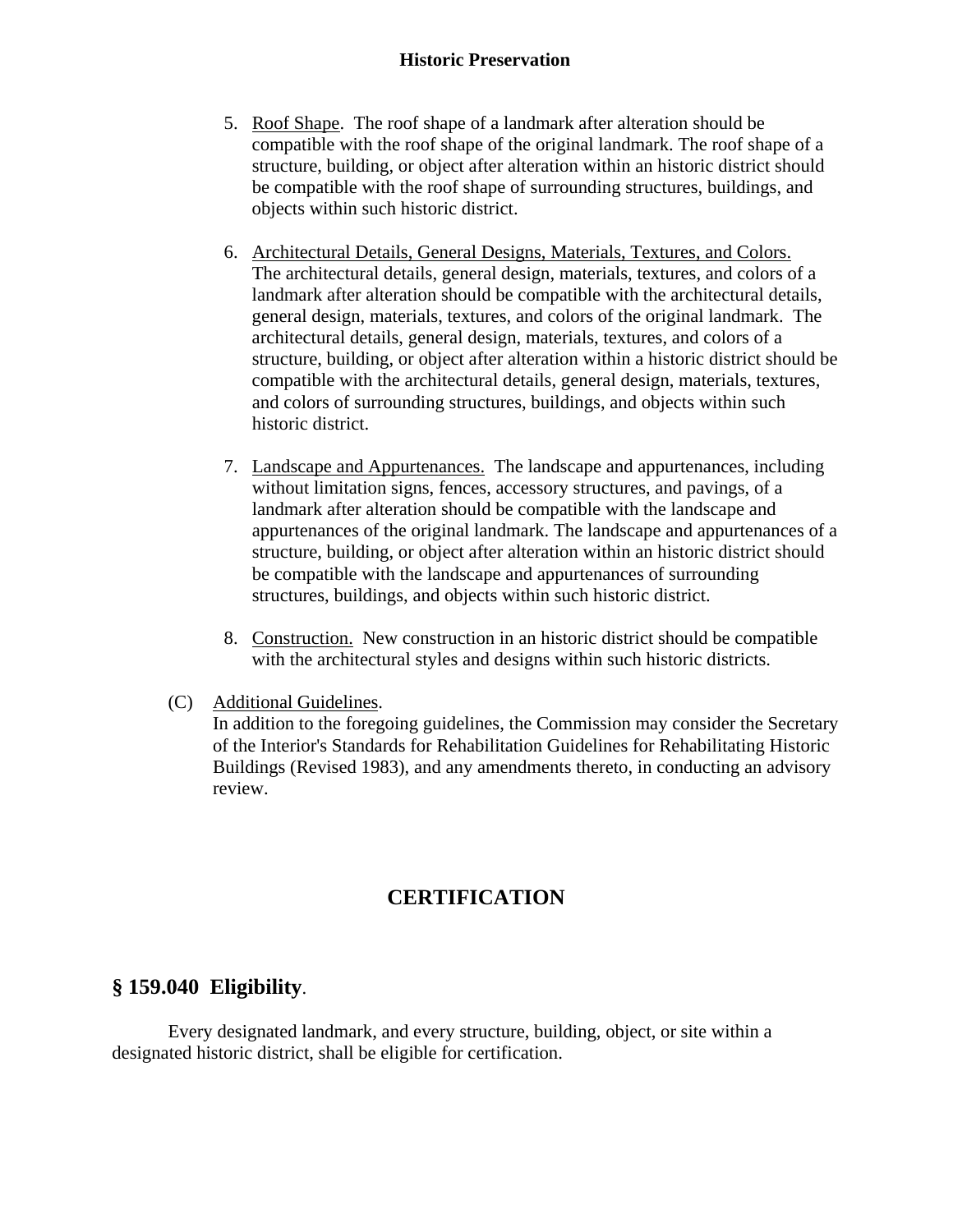5. Roof Shape. The roof shape of a landmark after alteration should be compatible with the roof shape of the original landmark. The roof shape of a structure, building, or object after alteration within an historic district should be compatible with the roof shape of surrounding structures, buildings, and objects within such historic district.

6. Architectural Details, General Designs, Materials, Textures, and Colors. The architectural details, general design, materials, textures, and colors of a landmark after alteration should be compatible with the architectural details, general design, materials, textures, and colors of the original landmark. The architectural details, general design, materials, textures, and colors of a structure, building, or object after alteration within a historic district should be compatible with the architectural details, general design, materials, textures, and colors of surrounding structures, buildings, and objects within such historic district.

7. Landscape and Appurtenances. The landscape and appurtenances, including without limitation signs, fences, accessory structures, and pavings, of a landmark after alteration should be compatible with the landscape and appurtenances of the original landmark. The landscape and appurtenances of a structure, building, or object after alteration within an historic district should be compatible with the landscape and appurtenances of surrounding structures, buildings, and objects within such historic district.

8. Construction. New construction in an historic district should be compatible with the architectural styles and designs within such historic districts.

(C) Additional Guidelines.
In addition to the foregoing guidelines, the Commission may consider the Secretary of the Interior's Standards for Rehabilitation Guidelines for Rehabilitating Historic Buildings (Revised 1983), and any amendments thereto, in conducting an advisory review.

## CERTIFICATION

### § 159.040 Eligibility.

Every designated landmark, and every structure, building, object, or site within a designated historic district, shall be eligible for certification.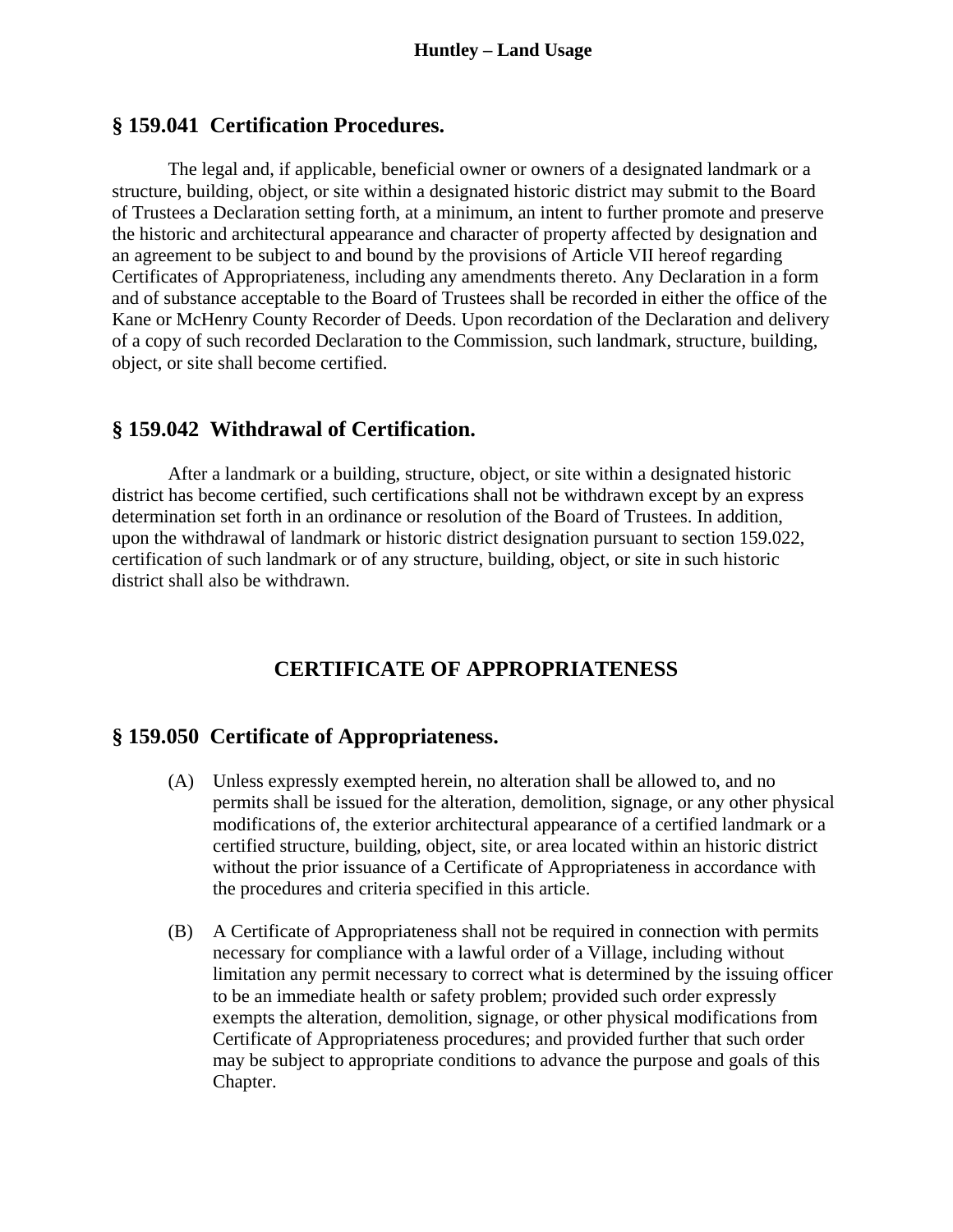## § 159.041 Certification Procedures.

The legal and, if applicable, beneficial owner or owners of a designated landmark or a structure, building, object, or site within a designated historic district may submit to the Board of Trustees a Declaration setting forth, at a minimum, an intent to further promote and preserve the historic and architectural appearance and character of property affected by designation and an agreement to be subject to and bound by the provisions of Article VII hereof regarding Certificates of Appropriateness, including any amendments thereto. Any Declaration in a form and of substance acceptable to the Board of Trustees shall be recorded in either the office of the Kane or McHenry County Recorder of Deeds. Upon recordation of the Declaration and delivery of a copy of such recorded Declaration to the Commission, such landmark, structure, building, object, or site shall become certified.

## § 159.042 Withdrawal of Certification.

After a landmark or a building, structure, object, or site within a designated historic district has become certified, such certifications shall not be withdrawn except by an express determination set forth in an ordinance or resolution of the Board of Trustees. In addition, upon the withdrawal of landmark or historic district designation pursuant to section 159.022, certification of such landmark or of any structure, building, object, or site in such historic district shall also be withdrawn.

# CERTIFICATE OF APPROPRIATENESS

## § 159.050 Certificate of Appropriateness.

(A) Unless expressly exempted herein, no alteration shall be allowed to, and no permits shall be issued for the alteration, demolition, signage, or any other physical modifications of, the exterior architectural appearance of a certified landmark or a certified structure, building, object, site, or area located within an historic district without the prior issuance of a Certificate of Appropriateness in accordance with the procedures and criteria specified in this article.

(B) A Certificate of Appropriateness shall not be required in connection with permits necessary for compliance with a lawful order of a Village, including without limitation any permit necessary to correct what is determined by the issuing officer to be an immediate health or safety problem; provided such order expressly exempts the alteration, demolition, signage, or other physical modifications from Certificate of Appropriateness procedures; and provided further that such order may be subject to appropriate conditions to advance the purpose and goals of this Chapter.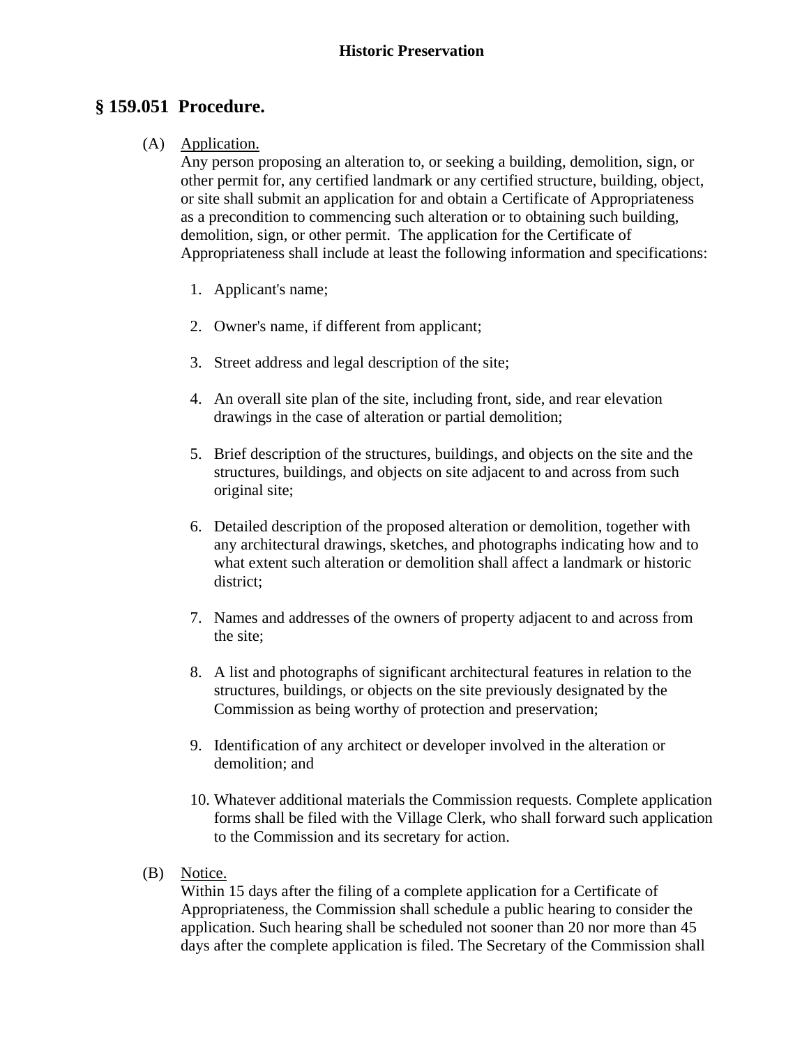## § 159.051 Procedure.

(A) Application.

Any person proposing an alteration to, or seeking a building, demolition, sign, or other permit for, any certified landmark or any certified structure, building, object, or site shall submit an application for and obtain a Certificate of Appropriateness as a precondition to commencing such alteration or to obtaining such building, demolition, sign, or other permit. The application for the Certificate of Appropriateness shall include at least the following information and specifications:

1. Applicant's name;
2. Owner's name, if different from applicant;
3. Street address and legal description of the site;
4. An overall site plan of the site, including front, side, and rear elevation drawings in the case of alteration or partial demolition;
5. Brief description of the structures, buildings, and objects on the site and the structures, buildings, and objects on site adjacent to and across from such original site;
6. Detailed description of the proposed alteration or demolition, together with any architectural drawings, sketches, and photographs indicating how and to what extent such alteration or demolition shall affect a landmark or historic district;
7. Names and addresses of the owners of property adjacent to and across from the site;
8. A list and photographs of significant architectural features in relation to the structures, buildings, or objects on the site previously designated by the Commission as being worthy of protection and preservation;
9. Identification of any architect or developer involved in the alteration or demolition; and
10. Whatever additional materials the Commission requests. Complete application forms shall be filed with the Village Clerk, who shall forward such application to the Commission and its secretary for action.

(B) Notice.

Within 15 days after the filing of a complete application for a Certificate of Appropriateness, the Commission shall schedule a public hearing to consider the application. Such hearing shall be scheduled not sooner than 20 nor more than 45 days after the complete application is filed. The Secretary of the Commission shall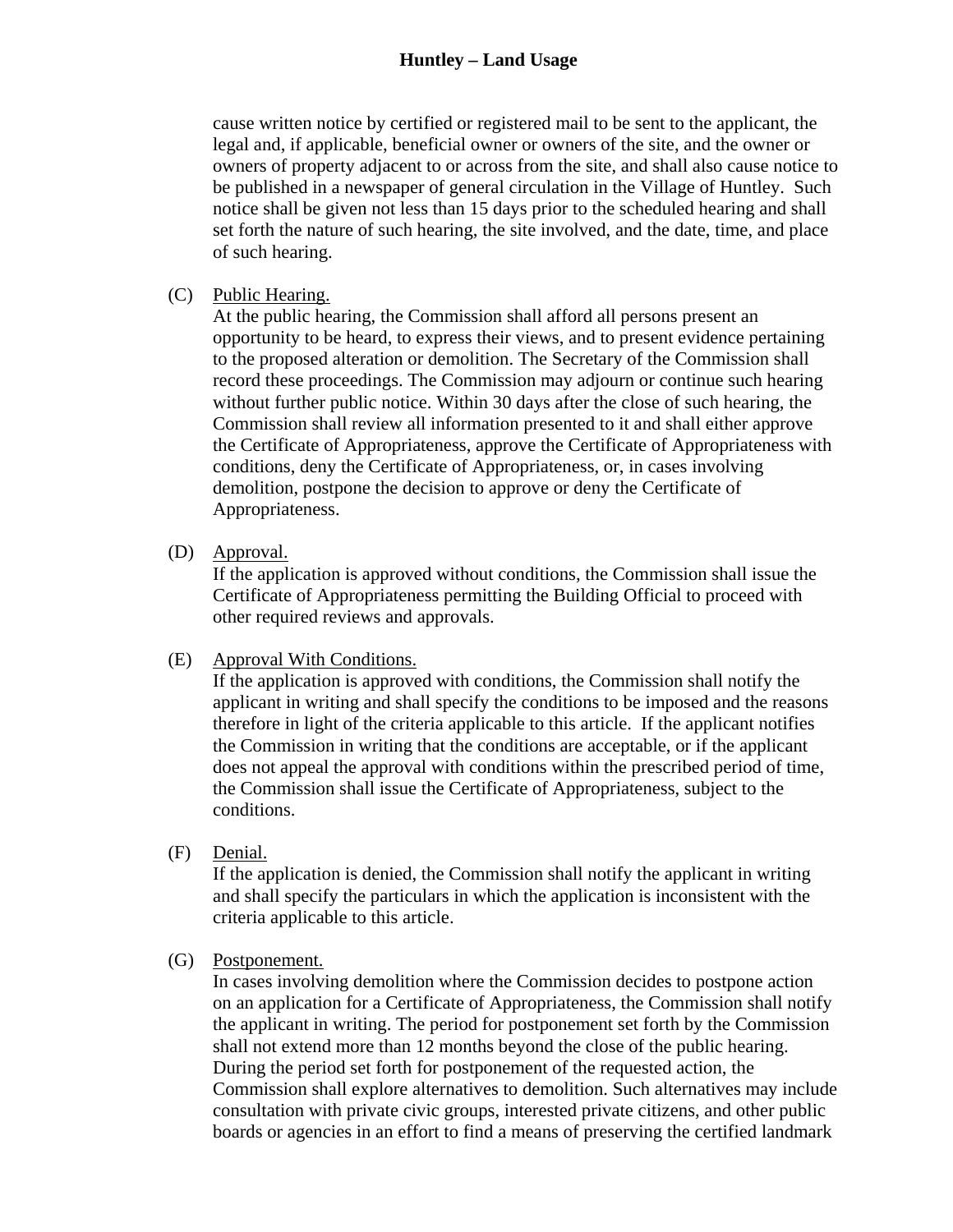cause written notice by certified or registered mail to be sent to the applicant, the legal and, if applicable, beneficial owner or owners of the site, and the owner or owners of property adjacent to or across from the site, and shall also cause notice to be published in a newspaper of general circulation in the Village of Huntley. Such notice shall be given not less than 15 days prior to the scheduled hearing and shall set forth the nature of such hearing, the site involved, and the date, time, and place of such hearing.

(C) Public Hearing.
At the public hearing, the Commission shall afford all persons present an opportunity to be heard, to express their views, and to present evidence pertaining to the proposed alteration or demolition. The Secretary of the Commission shall record these proceedings. The Commission may adjourn or continue such hearing without further public notice. Within 30 days after the close of such hearing, the Commission shall review all information presented to it and shall either approve the Certificate of Appropriateness, approve the Certificate of Appropriateness with conditions, deny the Certificate of Appropriateness, or, in cases involving demolition, postpone the decision to approve or deny the Certificate of Appropriateness.

(D) Approval.
If the application is approved without conditions, the Commission shall issue the Certificate of Appropriateness permitting the Building Official to proceed with other required reviews and approvals.

(E) Approval With Conditions.
If the application is approved with conditions, the Commission shall notify the applicant in writing and shall specify the conditions to be imposed and the reasons therefore in light of the criteria applicable to this article. If the applicant notifies the Commission in writing that the conditions are acceptable, or if the applicant does not appeal the approval with conditions within the prescribed period of time, the Commission shall issue the Certificate of Appropriateness, subject to the conditions.

(F) Denial.
If the application is denied, the Commission shall notify the applicant in writing and shall specify the particulars in which the application is inconsistent with the criteria applicable to this article.

(G) Postponement.
In cases involving demolition where the Commission decides to postpone action on an application for a Certificate of Appropriateness, the Commission shall notify the applicant in writing. The period for postponement set forth by the Commission shall not extend more than 12 months beyond the close of the public hearing. During the period set forth for postponement of the requested action, the Commission shall explore alternatives to demolition. Such alternatives may include consultation with private civic groups, interested private citizens, and other public boards or agencies in an effort to find a means of preserving the certified landmark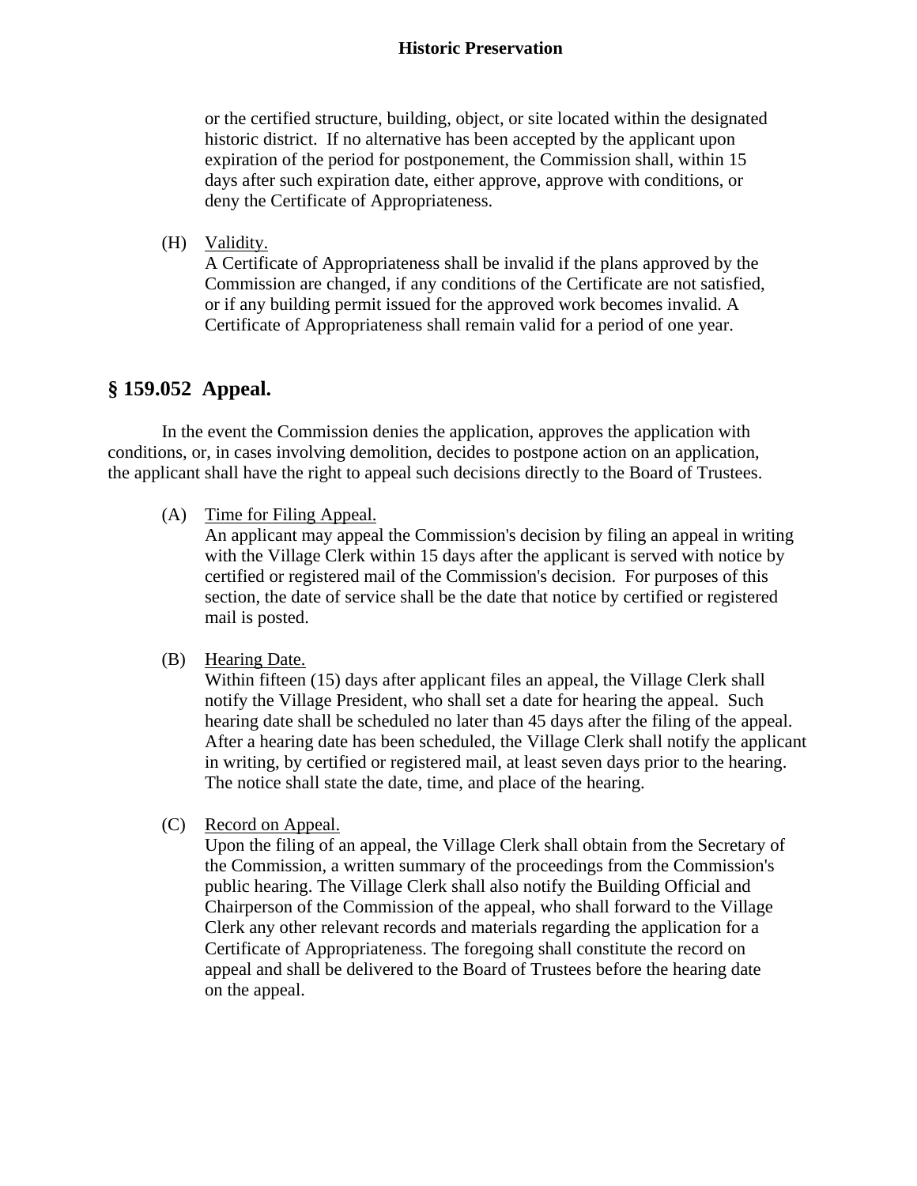or the certified structure, building, object, or site located within the designated historic district. If no alternative has been accepted by the applicant upon expiration of the period for postponement, the Commission shall, within 15 days after such expiration date, either approve, approve with conditions, or deny the Certificate of Appropriateness.

(H) Validity.
A Certificate of Appropriateness shall be invalid if the plans approved by the Commission are changed, if any conditions of the Certificate are not satisfied, or if any building permit issued for the approved work becomes invalid. A Certificate of Appropriateness shall remain valid for a period of one year.

## § 159.052 Appeal.

In the event the Commission denies the application, approves the application with conditions, or, in cases involving demolition, decides to postpone action on an application, the applicant shall have the right to appeal such decisions directly to the Board of Trustees.

(A) Time for Filing Appeal.
An applicant may appeal the Commission's decision by filing an appeal in writing with the Village Clerk within 15 days after the applicant is served with notice by certified or registered mail of the Commission's decision. For purposes of this section, the date of service shall be the date that notice by certified or registered mail is posted.

(B) Hearing Date.
Within fifteen (15) days after applicant files an appeal, the Village Clerk shall notify the Village President, who shall set a date for hearing the appeal. Such hearing date shall be scheduled no later than 45 days after the filing of the appeal. After a hearing date has been scheduled, the Village Clerk shall notify the applicant in writing, by certified or registered mail, at least seven days prior to the hearing. The notice shall state the date, time, and place of the hearing.

(C) Record on Appeal.
Upon the filing of an appeal, the Village Clerk shall obtain from the Secretary of the Commission, a written summary of the proceedings from the Commission's public hearing. The Village Clerk shall also notify the Building Official and Chairperson of the Commission of the appeal, who shall forward to the Village Clerk any other relevant records and materials regarding the application for a Certificate of Appropriateness. The foregoing shall constitute the record on appeal and shall be delivered to the Board of Trustees before the hearing date on the appeal.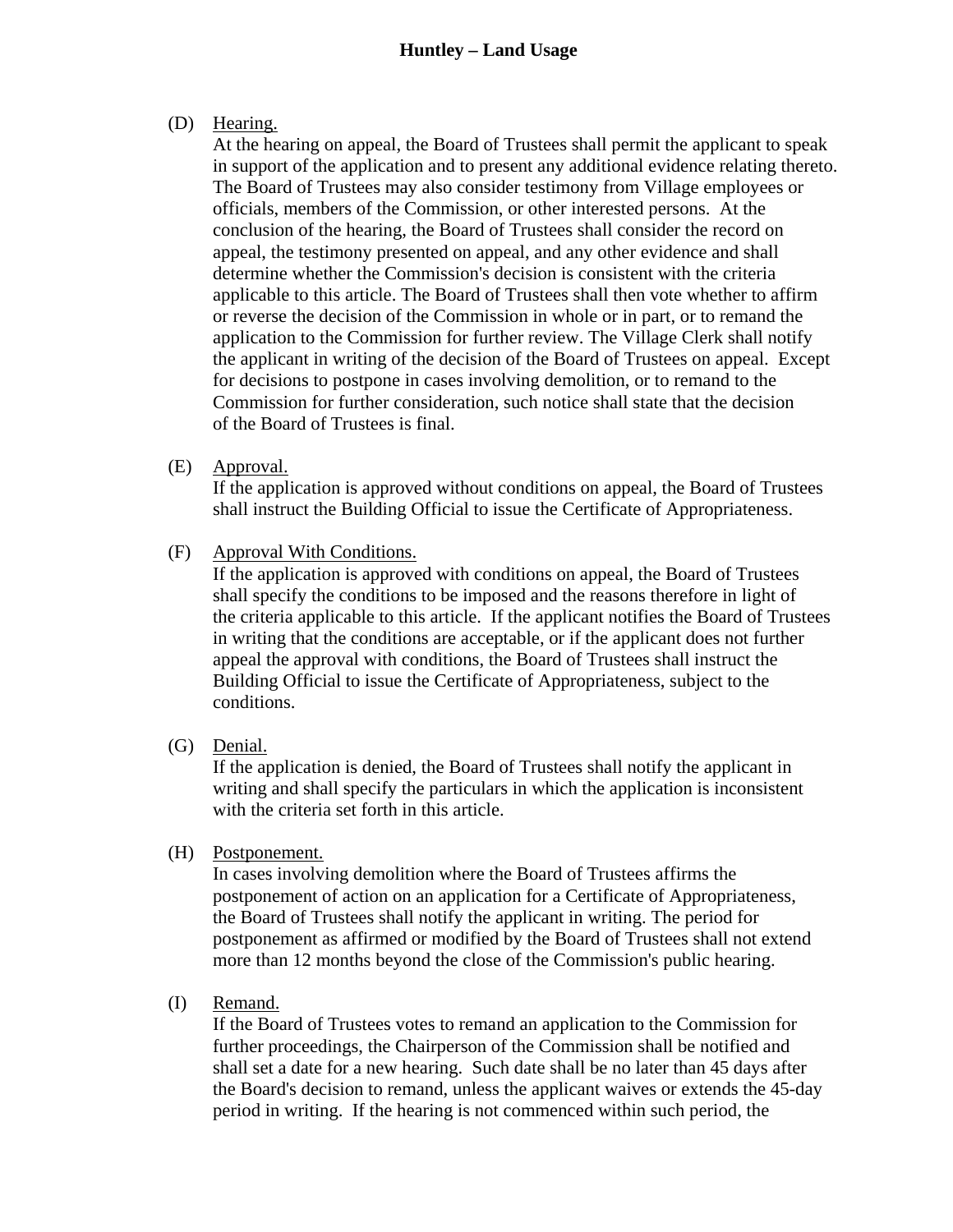(D) Hearing.

At the hearing on appeal, the Board of Trustees shall permit the applicant to speak in support of the application and to present any additional evidence relating thereto. The Board of Trustees may also consider testimony from Village employees or officials, members of the Commission, or other interested persons. At the conclusion of the hearing, the Board of Trustees shall consider the record on appeal, the testimony presented on appeal, and any other evidence and shall determine whether the Commission's decision is consistent with the criteria applicable to this article. The Board of Trustees shall then vote whether to affirm or reverse the decision of the Commission in whole or in part, or to remand the application to the Commission for further review. The Village Clerk shall notify the applicant in writing of the decision of the Board of Trustees on appeal. Except for decisions to postpone in cases involving demolition, or to remand to the Commission for further consideration, such notice shall state that the decision of the Board of Trustees is final.

(E) Approval.

If the application is approved without conditions on appeal, the Board of Trustees shall instruct the Building Official to issue the Certificate of Appropriateness.

(F) Approval With Conditions.

If the application is approved with conditions on appeal, the Board of Trustees shall specify the conditions to be imposed and the reasons therefore in light of the criteria applicable to this article. If the applicant notifies the Board of Trustees in writing that the conditions are acceptable, or if the applicant does not further appeal the approval with conditions, the Board of Trustees shall instruct the Building Official to issue the Certificate of Appropriateness, subject to the conditions.

(G) Denial.

If the application is denied, the Board of Trustees shall notify the applicant in writing and shall specify the particulars in which the application is inconsistent with the criteria set forth in this article.

(H) Postponement.

In cases involving demolition where the Board of Trustees affirms the postponement of action on an application for a Certificate of Appropriateness, the Board of Trustees shall notify the applicant in writing. The period for postponement as affirmed or modified by the Board of Trustees shall not extend more than 12 months beyond the close of the Commission's public hearing.

(I) Remand.

If the Board of Trustees votes to remand an application to the Commission for further proceedings, the Chairperson of the Commission shall be notified and shall set a date for a new hearing. Such date shall be no later than 45 days after the Board's decision to remand, unless the applicant waives or extends the 45-day period in writing. If the hearing is not commenced within such period, the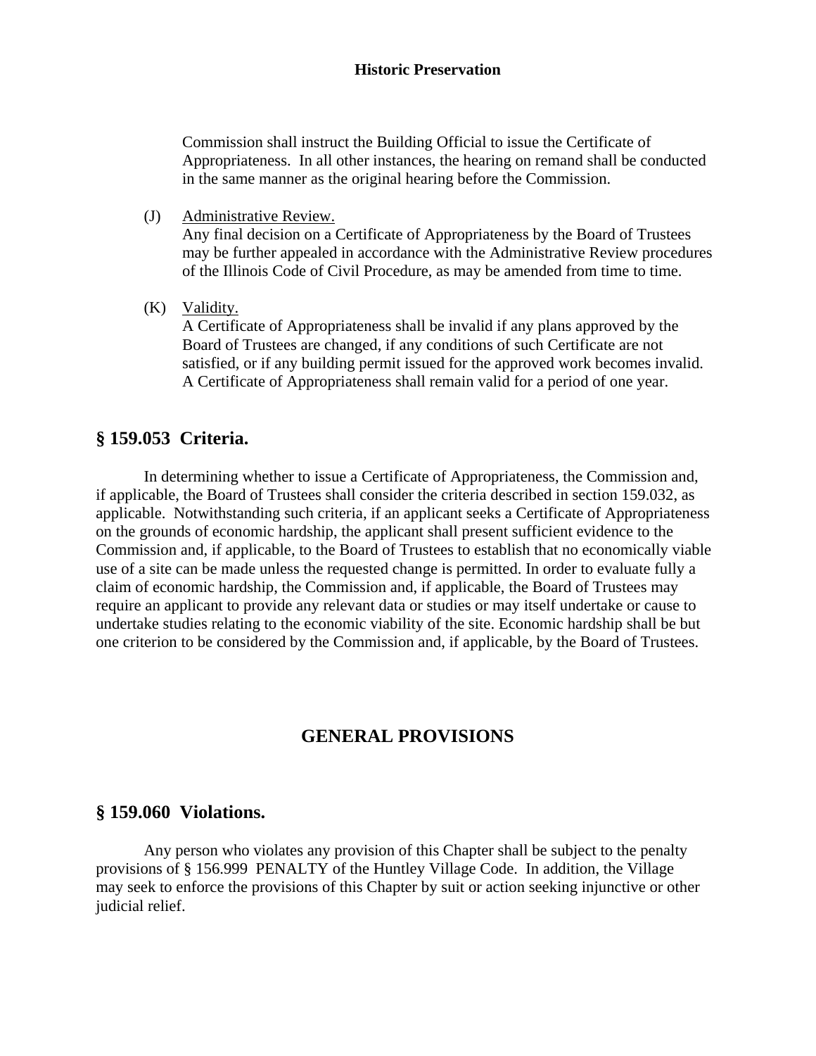Commission shall instruct the Building Official to issue the Certificate of Appropriateness. In all other instances, the hearing on remand shall be conducted in the same manner as the original hearing before the Commission.

(J) Administrative Review.
Any final decision on a Certificate of Appropriateness by the Board of Trustees may be further appealed in accordance with the Administrative Review procedures of the Illinois Code of Civil Procedure, as may be amended from time to time.

(K) Validity.
A Certificate of Appropriateness shall be invalid if any plans approved by the Board of Trustees are changed, if any conditions of such Certificate are not satisfied, or if any building permit issued for the approved work becomes invalid. A Certificate of Appropriateness shall remain valid for a period of one year.

## § 159.053 Criteria.

In determining whether to issue a Certificate of Appropriateness, the Commission and, if applicable, the Board of Trustees shall consider the criteria described in section 159.032, as applicable. Notwithstanding such criteria, if an applicant seeks a Certificate of Appropriateness on the grounds of economic hardship, the applicant shall present sufficient evidence to the Commission and, if applicable, to the Board of Trustees to establish that no economically viable use of a site can be made unless the requested change is permitted. In order to evaluate fully a claim of economic hardship, the Commission and, if applicable, the Board of Trustees may require an applicant to provide any relevant data or studies or may itself undertake or cause to undertake studies relating to the economic viability of the site. Economic hardship shall be but one criterion to be considered by the Commission and, if applicable, by the Board of Trustees.

# GENERAL PROVISIONS

## § 159.060 Violations.

Any person who violates any provision of this Chapter shall be subject to the penalty provisions of § 156.999 PENALTY of the Huntley Village Code. In addition, the Village may seek to enforce the provisions of this Chapter by suit or action seeking injunctive or other judicial relief.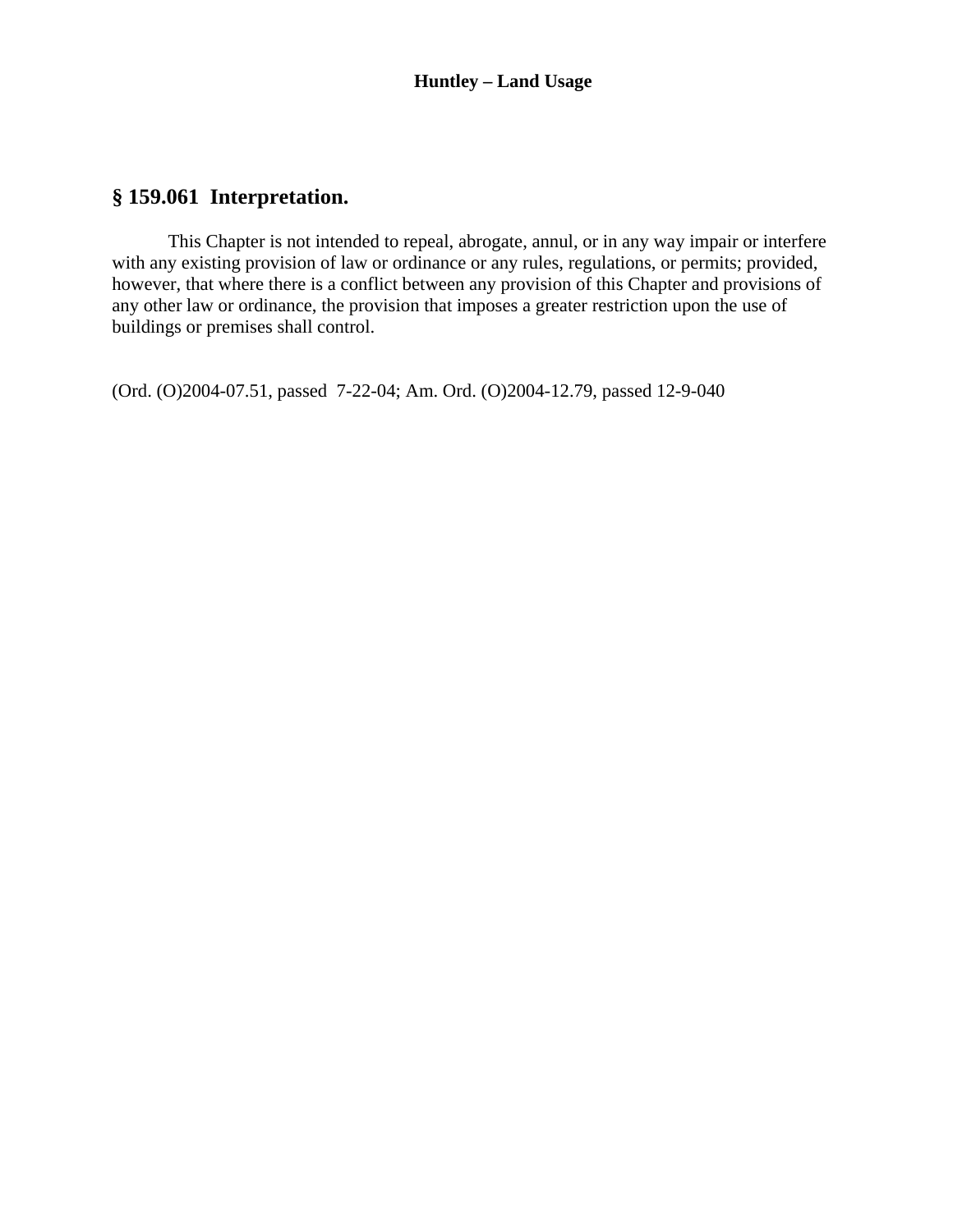## § 159.061 Interpretation.

This Chapter is not intended to repeal, abrogate, annul, or in any way impair or interfere with any existing provision of law or ordinance or any rules, regulations, or permits; provided, however, that where there is a conflict between any provision of this Chapter and provisions of any other law or ordinance, the provision that imposes a greater restriction upon the use of buildings or premises shall control.

(Ord. (O)2004-07.51, passed 7-22-04; Am. Ord. (O)2004-12.79, passed 12-9-040